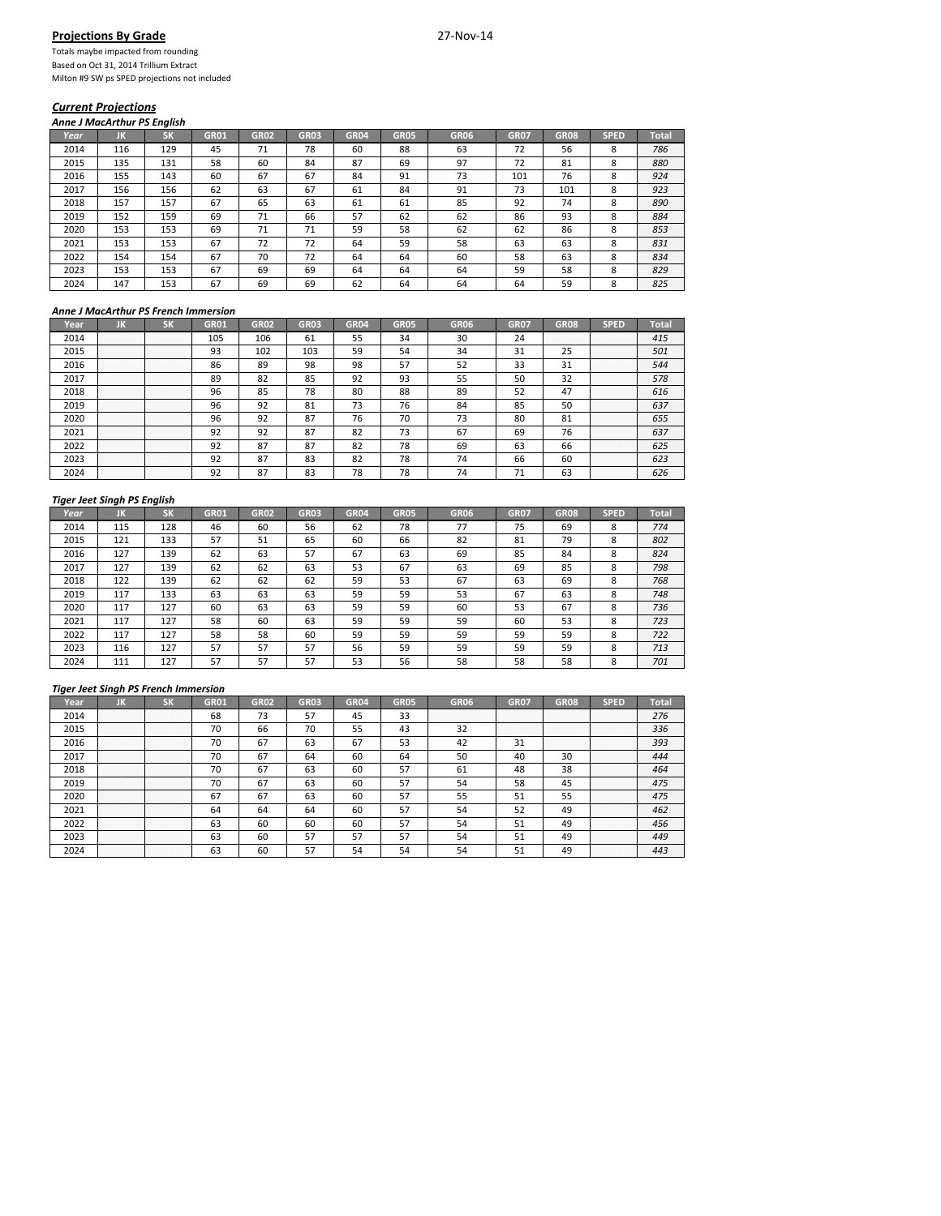**Projections By Grade** 27-Nov-14

Totals maybe impacted from rounding
Based on Oct 31, 2014 Trillium Extract
Milton #9 SW ps SPED projections not included

## ***Current Projections***

***Anne J MacArthur PS English***

| Year | JK | SK | GR01 | GR02 | GR03 | GR04 | GR05 | GR06 | GR07 | GR08 | SPED | Total |
|---|---|---|---|---|---|---|---|---|---|---|---|---|
| 2014 | 116 | 129 | 45 | 71 | 78 | 60 | 88 | 63 | 72 | 56 | 8 | *786* |
| 2015 | 135 | 131 | 58 | 60 | 84 | 87 | 69 | 97 | 72 | 81 | 8 | *880* |
| 2016 | 155 | 143 | 60 | 67 | 67 | 84 | 91 | 73 | 101 | 76 | 8 | *924* |
| 2017 | 156 | 156 | 62 | 63 | 67 | 61 | 84 | 91 | 73 | 101 | 8 | *923* |
| 2018 | 157 | 157 | 67 | 65 | 63 | 61 | 61 | 85 | 92 | 74 | 8 | *890* |
| 2019 | 152 | 159 | 69 | 71 | 66 | 57 | 62 | 62 | 86 | 93 | 8 | *884* |
| 2020 | 153 | 153 | 69 | 71 | 71 | 59 | 58 | 62 | 62 | 86 | 8 | *853* |
| 2021 | 153 | 153 | 67 | 72 | 72 | 64 | 59 | 58 | 63 | 63 | 8 | *831* |
| 2022 | 154 | 154 | 67 | 70 | 72 | 64 | 64 | 60 | 58 | 63 | 8 | *834* |
| 2023 | 153 | 153 | 67 | 69 | 69 | 64 | 64 | 64 | 59 | 58 | 8 | *829* |
| 2024 | 147 | 153 | 67 | 69 | 69 | 62 | 64 | 64 | 64 | 59 | 8 | *825* |

***Anne J MacArthur PS French Immersion***

| Year | JK | SK | GR01 | GR02 | GR03 | GR04 | GR05 | GR06 | GR07 | GR08 | SPED | Total |
|---|---|---|---|---|---|---|---|---|---|---|---|---|
| 2014 | | | 105 | 106 | 61 | 55 | 34 | 30 | 24 | | | *415* |
| 2015 | | | 93 | 102 | 103 | 59 | 54 | 34 | 31 | 25 | | *501* |
| 2016 | | | 86 | 89 | 98 | 98 | 57 | 52 | 33 | 31 | | *544* |
| 2017 | | | 89 | 82 | 85 | 92 | 93 | 55 | 50 | 32 | | *578* |
| 2018 | | | 96 | 85 | 78 | 80 | 88 | 89 | 52 | 47 | | *616* |
| 2019 | | | 96 | 92 | 81 | 73 | 76 | 84 | 85 | 50 | | *637* |
| 2020 | | | 96 | 92 | 87 | 76 | 70 | 73 | 80 | 81 | | *655* |
| 2021 | | | 92 | 92 | 87 | 82 | 73 | 67 | 69 | 76 | | *637* |
| 2022 | | | 92 | 87 | 87 | 82 | 78 | 69 | 63 | 66 | | *625* |
| 2023 | | | 92 | 87 | 83 | 82 | 78 | 74 | 66 | 60 | | *623* |
| 2024 | | | 92 | 87 | 83 | 78 | 78 | 74 | 71 | 63 | | *626* |

***Tiger Jeet Singh PS English***

| Year | JK | SK | GR01 | GR02 | GR03 | GR04 | GR05 | GR06 | GR07 | GR08 | SPED | Total |
|---|---|---|---|---|---|---|---|---|---|---|---|---|
| 2014 | 115 | 128 | 46 | 60 | 56 | 62 | 78 | 77 | 75 | 69 | 8 | *774* |
| 2015 | 121 | 133 | 57 | 51 | 65 | 60 | 66 | 82 | 81 | 79 | 8 | *802* |
| 2016 | 127 | 139 | 62 | 63 | 57 | 67 | 63 | 69 | 85 | 84 | 8 | *824* |
| 2017 | 127 | 139 | 62 | 63 | 63 | 53 | 67 | 63 | 69 | 85 | 8 | *798* |
| 2018 | 122 | 139 | 62 | 62 | 62 | 59 | 53 | 67 | 63 | 69 | 8 | *768* |
| 2019 | 117 | 133 | 63 | 63 | 63 | 59 | 59 | 53 | 67 | 63 | 8 | *748* |
| 2020 | 117 | 127 | 60 | 63 | 63 | 59 | 59 | 60 | 53 | 67 | 8 | *736* |
| 2021 | 117 | 127 | 58 | 60 | 63 | 59 | 59 | 59 | 60 | 53 | 8 | *723* |
| 2022 | 117 | 127 | 58 | 58 | 60 | 59 | 59 | 59 | 59 | 59 | 8 | *722* |
| 2023 | 116 | 127 | 57 | 57 | 57 | 56 | 59 | 59 | 59 | 59 | 8 | *713* |
| 2024 | 111 | 127 | 57 | 57 | 57 | 53 | 56 | 58 | 58 | 58 | 8 | *701* |

***Tiger Jeet Singh PS French Immersion***

| Year | JK | SK | GR01 | GR02 | GR03 | GR04 | GR05 | GR06 | GR07 | GR08 | SPED | Total |
|---|---|---|---|---|---|---|---|---|---|---|---|---|
| 2014 | | | 68 | 73 | 57 | 45 | 33 | | | | | *276* |
| 2015 | | | 70 | 66 | 70 | 55 | 43 | 32 | | | | *336* |
| 2016 | | | 70 | 67 | 63 | 67 | 53 | 42 | 31 | | | *393* |
| 2017 | | | 70 | 67 | 64 | 60 | 64 | 50 | 40 | 30 | | *444* |
| 2018 | | | 70 | 67 | 63 | 60 | 57 | 61 | 48 | 38 | | *464* |
| 2019 | | | 70 | 67 | 63 | 60 | 57 | 54 | 58 | 45 | | *475* |
| 2020 | | | 67 | 67 | 63 | 60 | 57 | 55 | 51 | 55 | | *475* |
| 2021 | | | 64 | 64 | 64 | 60 | 57 | 54 | 52 | 49 | | *462* |
| 2022 | | | 63 | 60 | 60 | 60 | 57 | 54 | 51 | 49 | | *456* |
| 2023 | | | 63 | 60 | 57 | 57 | 57 | 54 | 51 | 49 | | *449* |
| 2024 | | | 63 | 60 | 57 | 54 | 54 | 54 | 51 | 49 | | *443* |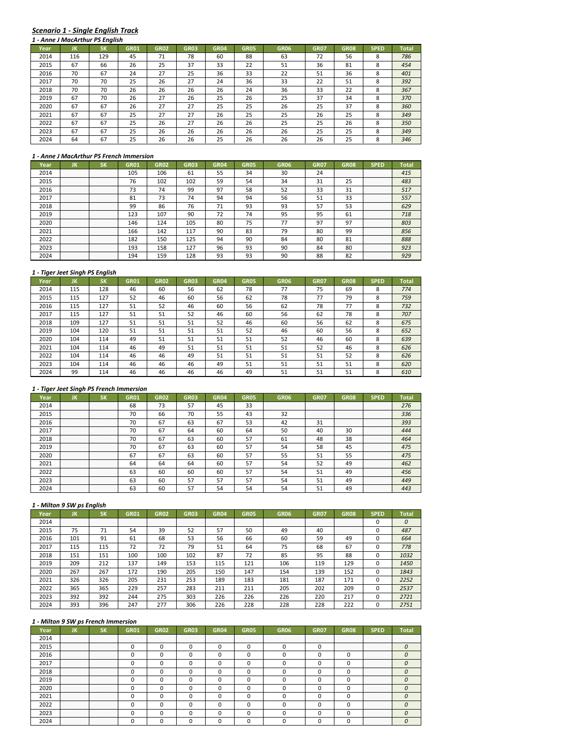## *Scenario 1 - Single English Track*

### *1 - Anne J MacArthur PS English*

| Year | JK | SK | GR01 | GR02 | GR03 | GR04 | GR05 | GR06 | GR07 | GR08 | SPED | Total |
|---|---|---|---|---|---|---|---|---|---|---|---|---|
| 2014 | 116 | 129 | 45 | 71 | 78 | 60 | 88 | 63 | 72 | 56 | 8 | *786* |
| 2015 | 67 | 66 | 26 | 25 | 37 | 33 | 22 | 51 | 36 | 81 | 8 | *454* |
| 2016 | 70 | 67 | 24 | 27 | 25 | 36 | 33 | 22 | 51 | 36 | 8 | *401* |
| 2017 | 70 | 70 | 25 | 26 | 27 | 24 | 36 | 33 | 22 | 51 | 8 | *392* |
| 2018 | 70 | 70 | 26 | 26 | 26 | 26 | 24 | 36 | 33 | 22 | 8 | *367* |
| 2019 | 67 | 70 | 26 | 27 | 26 | 25 | 26 | 25 | 37 | 34 | 8 | *370* |
| 2020 | 67 | 67 | 26 | 27 | 27 | 25 | 25 | 26 | 25 | 37 | 8 | *360* |
| 2021 | 67 | 67 | 25 | 27 | 27 | 26 | 25 | 25 | 26 | 25 | 8 | *349* |
| 2022 | 67 | 67 | 25 | 26 | 27 | 26 | 26 | 25 | 25 | 26 | 8 | *350* |
| 2023 | 67 | 67 | 25 | 26 | 26 | 26 | 26 | 26 | 25 | 25 | 8 | *349* |
| 2024 | 64 | 67 | 25 | 26 | 26 | 25 | 26 | 26 | 26 | 25 | 8 | *346* |

### *1 - Anne J MacArthur PS French Immersion*

| Year | JK | SK | GR01 | GR02 | GR03 | GR04 | GR05 | GR06 | GR07 | GR08 | SPED | Total |
|---|---|---|---|---|---|---|---|---|---|---|---|---|
| 2014 | | | 105 | 106 | 61 | 55 | 34 | 30 | 24 | | | *415* |
| 2015 | | | 76 | 102 | 102 | 59 | 54 | 34 | 31 | 25 | | *483* |
| 2016 | | | 73 | 74 | 99 | 97 | 58 | 52 | 33 | 31 | | *517* |
| 2017 | | | 81 | 73 | 74 | 94 | 94 | 56 | 51 | 33 | | *557* |
| 2018 | | | 99 | 86 | 76 | 71 | 93 | 93 | 57 | 53 | | *629* |
| 2019 | | | 123 | 107 | 90 | 72 | 74 | 95 | 95 | 61 | | *718* |
| 2020 | | | 146 | 124 | 105 | 80 | 75 | 77 | 97 | 97 | | *803* |
| 2021 | | | 166 | 142 | 117 | 90 | 83 | 79 | 80 | 99 | | *856* |
| 2022 | | | 182 | 150 | 125 | 94 | 90 | 84 | 80 | 81 | | *888* |
| 2023 | | | 193 | 158 | 127 | 96 | 93 | 90 | 84 | 80 | | *923* |
| 2024 | | | 194 | 159 | 128 | 93 | 93 | 90 | 88 | 82 | | *929* |

### *1 - Tiger Jeet Singh PS English*

| Year | JK | SK | GR01 | GR02 | GR03 | GR04 | GR05 | GR06 | GR07 | GR08 | SPED | Total |
|---|---|---|---|---|---|---|---|---|---|---|---|---|
| 2014 | 115 | 128 | 46 | 60 | 56 | 62 | 78 | 77 | 75 | 69 | 8 | *774* |
| 2015 | 115 | 127 | 52 | 46 | 60 | 56 | 62 | 78 | 77 | 79 | 8 | *759* |
| 2016 | 115 | 127 | 51 | 52 | 46 | 60 | 56 | 62 | 78 | 77 | 8 | *732* |
| 2017 | 115 | 127 | 51 | 51 | 52 | 46 | 60 | 56 | 62 | 78 | 8 | *707* |
| 2018 | 109 | 127 | 51 | 51 | 51 | 52 | 46 | 60 | 56 | 62 | 8 | *675* |
| 2019 | 104 | 120 | 51 | 51 | 51 | 51 | 52 | 46 | 60 | 56 | 8 | *652* |
| 2020 | 104 | 114 | 49 | 51 | 51 | 51 | 51 | 52 | 46 | 60 | 8 | *639* |
| 2021 | 104 | 114 | 46 | 49 | 51 | 51 | 51 | 51 | 52 | 46 | 8 | *626* |
| 2022 | 104 | 114 | 46 | 46 | 49 | 51 | 51 | 51 | 51 | 52 | 8 | *626* |
| 2023 | 104 | 114 | 46 | 46 | 46 | 49 | 51 | 51 | 51 | 51 | 8 | *620* |
| 2024 | 99 | 114 | 46 | 46 | 46 | 46 | 49 | 51 | 51 | 51 | 8 | *610* |

### *1 - Tiger Jeet Singh PS French Immersion*

| Year | JK | SK | GR01 | GR02 | GR03 | GR04 | GR05 | GR06 | GR07 | GR08 | SPED | Total |
|---|---|---|---|---|---|---|---|---|---|---|---|---|
| 2014 | | | 68 | 73 | 57 | 45 | 33 | | | | | *276* |
| 2015 | | | 70 | 66 | 70 | 55 | 43 | 32 | | | | *336* |
| 2016 | | | 70 | 67 | 63 | 67 | 53 | 42 | 31 | | | *393* |
| 2017 | | | 70 | 67 | 64 | 60 | 64 | 50 | 40 | 30 | | *444* |
| 2018 | | | 70 | 67 | 63 | 60 | 57 | 61 | 48 | 38 | | *464* |
| 2019 | | | 70 | 67 | 63 | 60 | 57 | 54 | 58 | 45 | | *475* |
| 2020 | | | 67 | 67 | 63 | 60 | 57 | 55 | 51 | 55 | | *475* |
| 2021 | | | 64 | 64 | 64 | 60 | 57 | 54 | 52 | 49 | | *462* |
| 2022 | | | 63 | 60 | 60 | 60 | 57 | 54 | 51 | 49 | | *456* |
| 2023 | | | 63 | 60 | 57 | 57 | 57 | 54 | 51 | 49 | | *449* |
| 2024 | | | 63 | 60 | 57 | 54 | 54 | 54 | 51 | 49 | | *443* |

### *1 - Milton 9 SW ps English*

| Year | JK | SK | GR01 | GR02 | GR03 | GR04 | GR05 | GR06 | GR07 | GR08 | SPED | Total |
|---|---|---|---|---|---|---|---|---|---|---|---|---|
| 2014 | | | | | | | | | | | 0 | *0* |
| 2015 | 75 | 71 | 54 | 39 | 52 | 57 | 50 | 49 | 40 | | 0 | *487* |
| 2016 | 101 | 91 | 61 | 68 | 53 | 56 | 66 | 60 | 59 | 49 | 0 | *664* |
| 2017 | 115 | 115 | 72 | 72 | 79 | 51 | 64 | 75 | 68 | 67 | 0 | *778* |
| 2018 | 151 | 151 | 100 | 100 | 102 | 87 | 72 | 85 | 95 | 88 | 0 | *1032* |
| 2019 | 209 | 212 | 137 | 149 | 153 | 115 | 121 | 106 | 119 | 129 | 0 | *1450* |
| 2020 | 267 | 267 | 172 | 190 | 205 | 150 | 147 | 154 | 139 | 152 | 0 | *1843* |
| 2021 | 326 | 326 | 205 | 231 | 253 | 189 | 183 | 181 | 187 | 171 | 0 | *2252* |
| 2022 | 365 | 365 | 229 | 257 | 283 | 211 | 211 | 205 | 202 | 209 | 0 | *2537* |
| 2023 | 392 | 392 | 244 | 275 | 303 | 226 | 226 | 226 | 220 | 217 | 0 | *2721* |
| 2024 | 393 | 396 | 247 | 277 | 306 | 226 | 228 | 228 | 228 | 222 | 0 | *2751* |

### *1 - Milton 9 SW ps French Immersion*

| Year | JK | SK | GR01 | GR02 | GR03 | GR04 | GR05 | GR06 | GR07 | GR08 | SPED | Total |
|---|---|---|---|---|---|---|---|---|---|---|---|---|
| 2014 | | | | | | | | | | | | |
| 2015 | | | 0 | 0 | 0 | 0 | 0 | 0 | 0 | | | *0* |
| 2016 | | | 0 | 0 | 0 | 0 | 0 | 0 | 0 | 0 | | *0* |
| 2017 | | | 0 | 0 | 0 | 0 | 0 | 0 | 0 | 0 | | *0* |
| 2018 | | | 0 | 0 | 0 | 0 | 0 | 0 | 0 | 0 | | *0* |
| 2019 | | | 0 | 0 | 0 | 0 | 0 | 0 | 0 | 0 | | *0* |
| 2020 | | | 0 | 0 | 0 | 0 | 0 | 0 | 0 | 0 | | *0* |
| 2021 | | | 0 | 0 | 0 | 0 | 0 | 0 | 0 | 0 | | *0* |
| 2022 | | | 0 | 0 | 0 | 0 | 0 | 0 | 0 | 0 | | *0* |
| 2023 | | | 0 | 0 | 0 | 0 | 0 | 0 | 0 | 0 | | *0* |
| 2024 | | | 0 | 0 | 0 | 0 | 0 | 0 | 0 | 0 | | *0* |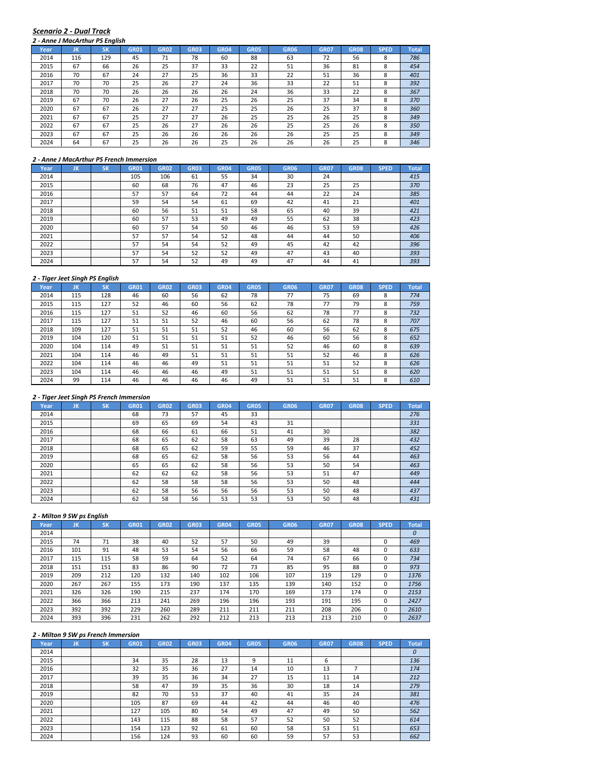***Scenario 2 - Dual Track***

***2 - Anne J MacArthur PS English***

| Year | JK | SK | GR01 | GR02 | GR03 | GR04 | GR05 | GR06 | GR07 | GR08 | SPED | Total |
|---|---|---|---|---|---|---|---|---|---|---|---|---|
| 2014 | 116 | 129 | 45 | 71 | 78 | 60 | 88 | 63 | 72 | 56 | 8 | *786* |
| 2015 | 67 | 66 | 26 | 25 | 37 | 33 | 22 | 51 | 36 | 81 | 8 | *454* |
| 2016 | 70 | 67 | 24 | 27 | 25 | 36 | 33 | 22 | 51 | 36 | 8 | *401* |
| 2017 | 70 | 70 | 25 | 26 | 27 | 24 | 36 | 33 | 22 | 51 | 8 | *392* |
| 2018 | 70 | 70 | 26 | 26 | 26 | 26 | 24 | 36 | 33 | 22 | 8 | *367* |
| 2019 | 67 | 70 | 26 | 27 | 26 | 25 | 26 | 25 | 37 | 34 | 8 | *370* |
| 2020 | 67 | 67 | 26 | 27 | 27 | 25 | 25 | 26 | 25 | 37 | 8 | *360* |
| 2021 | 67 | 67 | 25 | 27 | 27 | 26 | 25 | 25 | 26 | 25 | 8 | *349* |
| 2022 | 67 | 67 | 25 | 26 | 27 | 26 | 26 | 25 | 25 | 26 | 8 | *350* |
| 2023 | 67 | 67 | 25 | 26 | 26 | 26 | 26 | 26 | 25 | 25 | 8 | *349* |
| 2024 | 64 | 67 | 25 | 26 | 26 | 25 | 26 | 26 | 26 | 25 | 8 | *346* |

***2 - Anne J MacArthur PS French Immersion***

| Year | JK | SK | GR01 | GR02 | GR03 | GR04 | GR05 | GR06 | GR07 | GR08 | SPED | Total |
|---|---|---|---|---|---|---|---|---|---|---|---|---|
| 2014 | | | 105 | 106 | 61 | 55 | 34 | 30 | 24 | | | *415* |
| 2015 | | | 60 | 68 | 76 | 47 | 46 | 23 | 25 | 25 | | *370* |
| 2016 | | | 57 | 57 | 64 | 72 | 44 | 44 | 22 | 24 | | *385* |
| 2017 | | | 59 | 54 | 54 | 61 | 69 | 42 | 41 | 21 | | *401* |
| 2018 | | | 60 | 56 | 51 | 51 | 58 | 65 | 40 | 39 | | *421* |
| 2019 | | | 60 | 57 | 53 | 49 | 49 | 55 | 62 | 38 | | *423* |
| 2020 | | | 60 | 57 | 54 | 50 | 46 | 46 | 53 | 59 | | *426* |
| 2021 | | | 57 | 57 | 54 | 52 | 48 | 44 | 44 | 50 | | *406* |
| 2022 | | | 57 | 54 | 54 | 52 | 49 | 45 | 42 | 42 | | *396* |
| 2023 | | | 57 | 54 | 52 | 52 | 49 | 47 | 43 | 40 | | *393* |
| 2024 | | | 57 | 54 | 52 | 49 | 49 | 47 | 44 | 41 | | *393* |

***2 - Tiger Jeet Singh PS English***

| Year | JK | SK | GR01 | GR02 | GR03 | GR04 | GR05 | GR06 | GR07 | GR08 | SPED | Total |
|---|---|---|---|---|---|---|---|---|---|---|---|---|
| 2014 | 115 | 128 | 46 | 60 | 56 | 62 | 78 | 77 | 75 | 69 | 8 | *774* |
| 2015 | 115 | 127 | 52 | 46 | 60 | 56 | 62 | 78 | 77 | 79 | 8 | *759* |
| 2016 | 115 | 127 | 51 | 52 | 46 | 60 | 56 | 62 | 78 | 77 | 8 | *732* |
| 2017 | 115 | 127 | 51 | 51 | 52 | 46 | 60 | 56 | 62 | 78 | 8 | *707* |
| 2018 | 109 | 127 | 51 | 51 | 51 | 52 | 46 | 60 | 56 | 62 | 8 | *675* |
| 2019 | 104 | 120 | 51 | 51 | 51 | 51 | 52 | 46 | 60 | 56 | 8 | *652* |
| 2020 | 104 | 114 | 49 | 51 | 51 | 51 | 51 | 52 | 46 | 60 | 8 | *639* |
| 2021 | 104 | 114 | 46 | 49 | 51 | 51 | 51 | 51 | 52 | 46 | 8 | *626* |
| 2022 | 104 | 114 | 46 | 46 | 49 | 51 | 51 | 51 | 51 | 52 | 8 | *626* |
| 2023 | 104 | 114 | 46 | 46 | 46 | 49 | 51 | 51 | 51 | 51 | 8 | *620* |
| 2024 | 99 | 114 | 46 | 46 | 46 | 46 | 49 | 51 | 51 | 51 | 8 | *610* |

***2 - Tiger Jeet Singh PS French Immersion***

| Year | JK | SK | GR01 | GR02 | GR03 | GR04 | GR05 | GR06 | GR07 | GR08 | SPED | Total |
|---|---|---|---|---|---|---|---|---|---|---|---|---|
| 2014 | | | 68 | 73 | 57 | 45 | 33 | | | | | *276* |
| 2015 | | | 69 | 65 | 69 | 54 | 43 | 31 | | | | *331* |
| 2016 | | | 68 | 66 | 61 | 66 | 51 | 41 | 30 | | | *382* |
| 2017 | | | 68 | 65 | 62 | 58 | 63 | 49 | 39 | 28 | | *432* |
| 2018 | | | 68 | 65 | 62 | 59 | 55 | 59 | 46 | 37 | | *452* |
| 2019 | | | 68 | 65 | 62 | 58 | 56 | 53 | 56 | 44 | | *463* |
| 2020 | | | 65 | 65 | 62 | 58 | 56 | 53 | 50 | 54 | | *463* |
| 2021 | | | 62 | 62 | 62 | 58 | 56 | 53 | 51 | 47 | | *449* |
| 2022 | | | 62 | 58 | 58 | 58 | 56 | 53 | 50 | 48 | | *444* |
| 2023 | | | 62 | 58 | 56 | 56 | 56 | 53 | 50 | 48 | | *437* |
| 2024 | | | 62 | 58 | 56 | 53 | 53 | 53 | 50 | 48 | | *431* |

***2 - Milton 9 SW ps English***

| Year | JK | SK | GR01 | GR02 | GR03 | GR04 | GR05 | GR06 | GR07 | GR08 | SPED | Total |
|---|---|---|---|---|---|---|---|---|---|---|---|---|
| 2014 | | | | | | | | | | | | *0* |
| 2015 | 74 | 71 | 38 | 40 | 52 | 57 | 50 | 49 | 39 | | 0 | *469* |
| 2016 | 101 | 91 | 48 | 53 | 54 | 56 | 66 | 59 | 58 | 48 | 0 | *633* |
| 2017 | 115 | 115 | 58 | 59 | 64 | 52 | 64 | 74 | 67 | 66 | 0 | *734* |
| 2018 | 151 | 151 | 83 | 86 | 90 | 72 | 73 | 85 | 95 | 88 | 0 | *973* |
| 2019 | 209 | 212 | 120 | 132 | 140 | 102 | 106 | 107 | 119 | 129 | 0 | *1376* |
| 2020 | 267 | 267 | 155 | 173 | 190 | 137 | 135 | 139 | 140 | 152 | 0 | *1756* |
| 2021 | 326 | 326 | 190 | 215 | 237 | 174 | 170 | 169 | 173 | 174 | 0 | *2153* |
| 2022 | 366 | 366 | 213 | 241 | 269 | 196 | 196 | 193 | 191 | 195 | 0 | *2427* |
| 2023 | 392 | 392 | 229 | 260 | 289 | 211 | 211 | 211 | 208 | 206 | 0 | *2610* |
| 2024 | 393 | 396 | 231 | 262 | 292 | 212 | 213 | 213 | 213 | 210 | 0 | *2637* |

***2 - Milton 9 SW ps French Immersion***

| Year | JK | SK | GR01 | GR02 | GR03 | GR04 | GR05 | GR06 | GR07 | GR08 | SPED | Total |
|---|---|---|---|---|---|---|---|---|---|---|---|---|
| 2014 | | | | | | | | | | | | *0* |
| 2015 | | | 34 | 35 | 28 | 13 | 9 | 11 | 6 | | | *136* |
| 2016 | | | 32 | 35 | 36 | 27 | 14 | 10 | 13 | 7 | | *174* |
| 2017 | | | 39 | 35 | 36 | 34 | 27 | 15 | 11 | 14 | | *212* |
| 2018 | | | 58 | 47 | 39 | 35 | 36 | 30 | 18 | 14 | | *279* |
| 2019 | | | 82 | 70 | 53 | 37 | 40 | 41 | 35 | 24 | | *381* |
| 2020 | | | 105 | 87 | 69 | 44 | 42 | 44 | 46 | 40 | | *476* |
| 2021 | | | 127 | 105 | 80 | 54 | 49 | 47 | 49 | 50 | | *562* |
| 2022 | | | 143 | 115 | 88 | 58 | 57 | 52 | 50 | 52 | | *614* |
| 2023 | | | 154 | 123 | 92 | 61 | 60 | 58 | 53 | 51 | | *653* |
| 2024 | | | 156 | 124 | 93 | 60 | 60 | 59 | 57 | 53 | | *662* |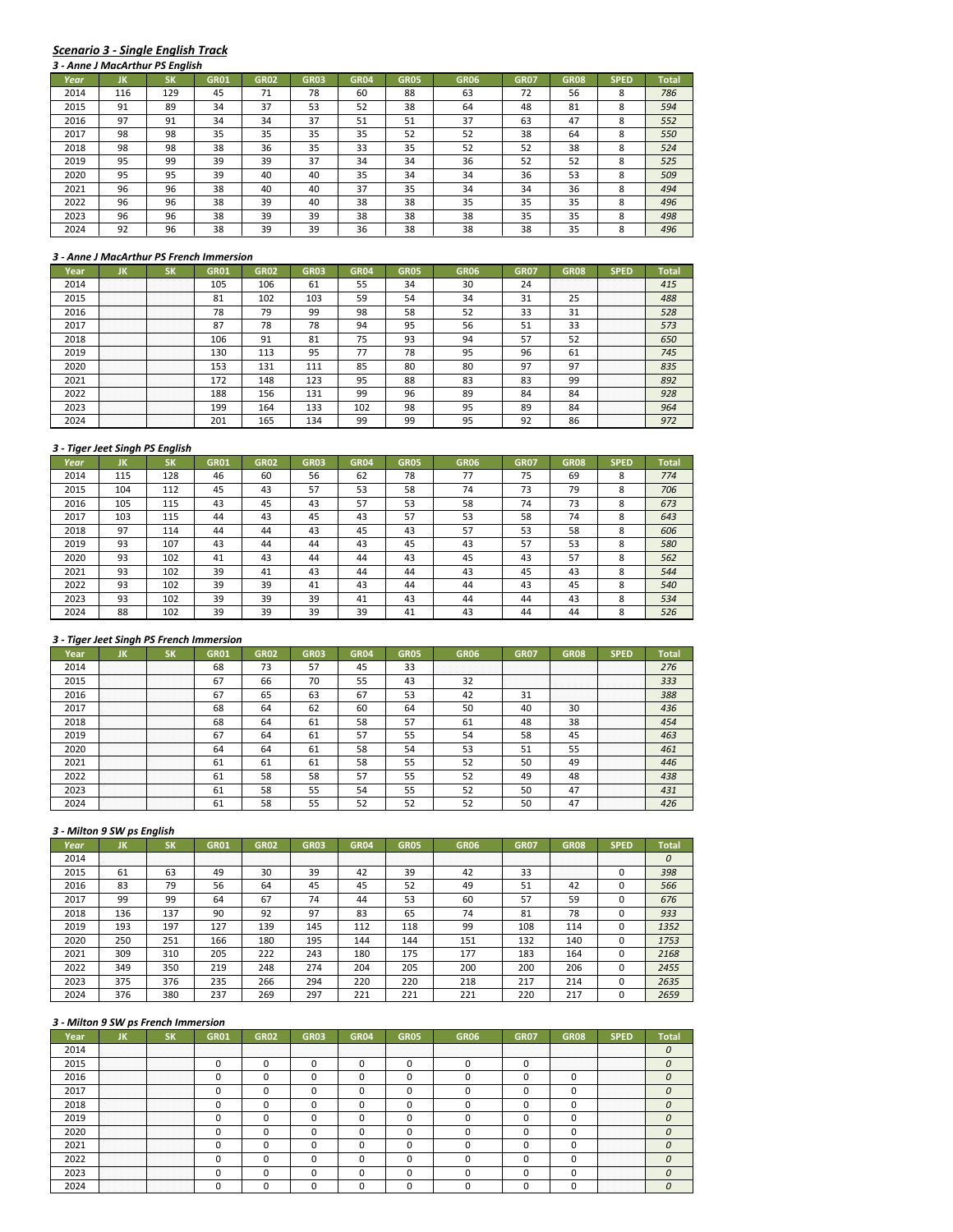## *Scenario 3 - Single English Track*

### *3 - Anne J MacArthur PS English*

| Year | JK | SK | GR01 | GR02 | GR03 | GR04 | GR05 | GR06 | GR07 | GR08 | SPED | Total |
|---|---|---|---|---|---|---|---|---|---|---|---|---|
| 2014 | 116 | 129 | 45 | 71 | 78 | 60 | 88 | 63 | 72 | 56 | 8 | *786* |
| 2015 | 91 | 89 | 34 | 37 | 53 | 52 | 38 | 64 | 48 | 81 | 8 | *594* |
| 2016 | 97 | 91 | 34 | 34 | 37 | 51 | 51 | 37 | 63 | 47 | 8 | *552* |
| 2017 | 98 | 98 | 35 | 35 | 35 | 35 | 52 | 52 | 38 | 64 | 8 | *550* |
| 2018 | 98 | 98 | 38 | 36 | 35 | 33 | 35 | 52 | 52 | 38 | 8 | *524* |
| 2019 | 95 | 99 | 39 | 39 | 37 | 34 | 34 | 36 | 52 | 52 | 8 | *525* |
| 2020 | 95 | 95 | 39 | 40 | 40 | 35 | 34 | 34 | 36 | 53 | 8 | *509* |
| 2021 | 96 | 96 | 38 | 40 | 40 | 37 | 35 | 34 | 34 | 36 | 8 | *494* |
| 2022 | 96 | 96 | 38 | 39 | 40 | 38 | 38 | 35 | 35 | 35 | 8 | *496* |
| 2023 | 96 | 96 | 38 | 39 | 39 | 38 | 38 | 38 | 35 | 35 | 8 | *498* |
| 2024 | 92 | 96 | 38 | 39 | 39 | 36 | 38 | 38 | 38 | 35 | 8 | *496* |

### *3 - Anne J MacArthur PS French Immersion*

| Year | JK | SK | GR01 | GR02 | GR03 | GR04 | GR05 | GR06 | GR07 | GR08 | SPED | Total |
|---|---|---|---|---|---|---|---|---|---|---|---|---|
| 2014 | | | 105 | 106 | 61 | 55 | 34 | 30 | 24 | | | *415* |
| 2015 | | | 81 | 102 | 103 | 59 | 54 | 34 | 31 | 25 | | *488* |
| 2016 | | | 78 | 79 | 99 | 98 | 58 | 52 | 33 | 31 | | *528* |
| 2017 | | | 87 | 78 | 78 | 94 | 95 | 56 | 51 | 33 | | *573* |
| 2018 | | | 106 | 91 | 81 | 75 | 93 | 94 | 57 | 52 | | *650* |
| 2019 | | | 130 | 113 | 95 | 77 | 78 | 95 | 96 | 61 | | *745* |
| 2020 | | | 153 | 131 | 111 | 85 | 80 | 80 | 97 | 97 | | *835* |
| 2021 | | | 172 | 148 | 123 | 95 | 88 | 83 | 83 | 99 | | *892* |
| 2022 | | | 188 | 156 | 131 | 99 | 96 | 89 | 84 | 84 | | *928* |
| 2023 | | | 199 | 164 | 133 | 102 | 98 | 95 | 89 | 84 | | *964* |
| 2024 | | | 201 | 165 | 134 | 99 | 99 | 95 | 92 | 86 | | *972* |

### *3 - Tiger Jeet Singh PS English*

| Year | JK | SK | GR01 | GR02 | GR03 | GR04 | GR05 | GR06 | GR07 | GR08 | SPED | Total |
|---|---|---|---|---|---|---|---|---|---|---|---|---|
| 2014 | 115 | 128 | 46 | 60 | 56 | 62 | 78 | 77 | 75 | 69 | 8 | *774* |
| 2015 | 104 | 112 | 45 | 43 | 57 | 53 | 58 | 74 | 73 | 79 | 8 | *706* |
| 2016 | 105 | 115 | 43 | 45 | 43 | 57 | 53 | 58 | 74 | 73 | 8 | *673* |
| 2017 | 103 | 115 | 44 | 43 | 45 | 43 | 57 | 53 | 58 | 74 | 8 | *643* |
| 2018 | 97 | 114 | 44 | 44 | 43 | 45 | 43 | 57 | 53 | 58 | 8 | *606* |
| 2019 | 93 | 107 | 43 | 44 | 44 | 43 | 45 | 43 | 57 | 53 | 8 | *580* |
| 2020 | 93 | 102 | 41 | 43 | 44 | 44 | 43 | 45 | 43 | 57 | 8 | *562* |
| 2021 | 93 | 102 | 39 | 41 | 43 | 44 | 44 | 43 | 45 | 43 | 8 | *544* |
| 2022 | 93 | 102 | 39 | 39 | 41 | 43 | 44 | 44 | 43 | 45 | 8 | *540* |
| 2023 | 93 | 102 | 39 | 39 | 39 | 41 | 43 | 44 | 44 | 43 | 8 | *534* |
| 2024 | 88 | 102 | 39 | 39 | 39 | 39 | 41 | 43 | 44 | 44 | 8 | *526* |

### *3 - Tiger Jeet Singh PS French Immersion*

| Year | JK | SK | GR01 | GR02 | GR03 | GR04 | GR05 | GR06 | GR07 | GR08 | SPED | Total |
|---|---|---|---|---|---|---|---|---|---|---|---|---|
| 2014 | | | 68 | 73 | 57 | 45 | 33 | | | | | *276* |
| 2015 | | | 67 | 66 | 70 | 55 | 43 | 32 | | | | *333* |
| 2016 | | | 67 | 65 | 63 | 67 | 53 | 42 | 31 | | | *388* |
| 2017 | | | 68 | 64 | 62 | 60 | 64 | 50 | 40 | 30 | | *436* |
| 2018 | | | 68 | 64 | 61 | 58 | 57 | 61 | 48 | 38 | | *454* |
| 2019 | | | 67 | 64 | 61 | 57 | 55 | 54 | 58 | 45 | | *463* |
| 2020 | | | 64 | 64 | 61 | 58 | 54 | 53 | 51 | 55 | | *461* |
| 2021 | | | 61 | 61 | 61 | 58 | 55 | 52 | 50 | 49 | | *446* |
| 2022 | | | 61 | 58 | 58 | 57 | 55 | 52 | 49 | 48 | | *438* |
| 2023 | | | 61 | 58 | 55 | 54 | 55 | 52 | 50 | 47 | | *431* |
| 2024 | | | 61 | 58 | 55 | 52 | 52 | 52 | 50 | 47 | | *426* |

### *3 - Milton 9 SW ps English*

| Year | JK | SK | GR01 | GR02 | GR03 | GR04 | GR05 | GR06 | GR07 | GR08 | SPED | Total |
|---|---|---|---|---|---|---|---|---|---|---|---|---|
| 2014 | | | | | | | | | | | | *0* |
| 2015 | 61 | 63 | 49 | 30 | 39 | 42 | 39 | 42 | 33 | | 0 | *398* |
| 2016 | 83 | 79 | 56 | 64 | 45 | 45 | 52 | 49 | 51 | 42 | 0 | *566* |
| 2017 | 99 | 99 | 64 | 67 | 74 | 44 | 53 | 60 | 57 | 59 | 0 | *676* |
| 2018 | 136 | 137 | 90 | 92 | 97 | 83 | 65 | 74 | 81 | 78 | 0 | *933* |
| 2019 | 193 | 197 | 127 | 139 | 145 | 112 | 118 | 99 | 108 | 114 | 0 | *1352* |
| 2020 | 250 | 251 | 166 | 180 | 195 | 144 | 144 | 151 | 132 | 140 | 0 | *1753* |
| 2021 | 309 | 310 | 205 | 222 | 243 | 180 | 175 | 177 | 183 | 164 | 0 | *2168* |
| 2022 | 349 | 350 | 219 | 248 | 274 | 204 | 205 | 200 | 200 | 206 | 0 | *2455* |
| 2023 | 375 | 376 | 235 | 266 | 294 | 220 | 220 | 218 | 217 | 214 | 0 | *2635* |
| 2024 | 376 | 380 | 237 | 269 | 297 | 221 | 221 | 221 | 220 | 217 | 0 | *2659* |

### *3 - Milton 9 SW ps French Immersion*

| Year | JK | SK | GR01 | GR02 | GR03 | GR04 | GR05 | GR06 | GR07 | GR08 | SPED | Total |
|---|---|---|---|---|---|---|---|---|---|---|---|---|
| 2014 | | | | | | | | | | | | *0* |
| 2015 | | | 0 | 0 | 0 | 0 | 0 | 0 | 0 | | | *0* |
| 2016 | | | 0 | 0 | 0 | 0 | 0 | 0 | 0 | 0 | | *0* |
| 2017 | | | 0 | 0 | 0 | 0 | 0 | 0 | 0 | 0 | | *0* |
| 2018 | | | 0 | 0 | 0 | 0 | 0 | 0 | 0 | 0 | | *0* |
| 2019 | | | 0 | 0 | 0 | 0 | 0 | 0 | 0 | 0 | | *0* |
| 2020 | | | 0 | 0 | 0 | 0 | 0 | 0 | 0 | 0 | | *0* |
| 2021 | | | 0 | 0 | 0 | 0 | 0 | 0 | 0 | 0 | | *0* |
| 2022 | | | 0 | 0 | 0 | 0 | 0 | 0 | 0 | 0 | | *0* |
| 2023 | | | 0 | 0 | 0 | 0 | 0 | 0 | 0 | 0 | | *0* |
| 2024 | | | 0 | 0 | 0 | 0 | 0 | 0 | 0 | 0 | | *0* |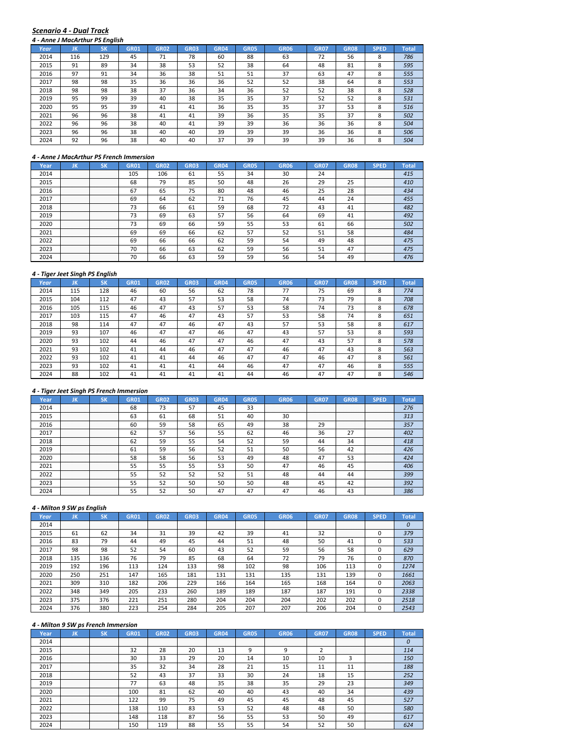***Scenario 4 - Dual Track***

***4 - Anne J MacArthur PS English***

| Year | JK | SK | GR01 | GR02 | GR03 | GR04 | GR05 | GR06 | GR07 | GR08 | SPED | Total |
|---|---|---|---|---|---|---|---|---|---|---|---|---|
| 2014 | 116 | 129 | 45 | 71 | 78 | 60 | 88 | 63 | 72 | 56 | 8 | *786* |
| 2015 | 91 | 89 | 34 | 38 | 53 | 52 | 38 | 64 | 48 | 81 | 8 | *595* |
| 2016 | 97 | 91 | 34 | 36 | 38 | 51 | 51 | 37 | 63 | 47 | 8 | *555* |
| 2017 | 98 | 98 | 35 | 36 | 36 | 36 | 52 | 52 | 38 | 64 | 8 | *553* |
| 2018 | 98 | 98 | 38 | 37 | 36 | 34 | 36 | 52 | 52 | 38 | 8 | *528* |
| 2019 | 95 | 99 | 39 | 40 | 38 | 35 | 35 | 37 | 52 | 52 | 8 | *531* |
| 2020 | 95 | 95 | 39 | 41 | 41 | 36 | 35 | 35 | 37 | 53 | 8 | *516* |
| 2021 | 96 | 96 | 38 | 41 | 41 | 39 | 36 | 35 | 35 | 37 | 8 | *502* |
| 2022 | 96 | 96 | 38 | 40 | 41 | 39 | 39 | 36 | 36 | 36 | 8 | *504* |
| 2023 | 96 | 96 | 38 | 40 | 40 | 39 | 39 | 39 | 36 | 36 | 8 | *506* |
| 2024 | 92 | 96 | 38 | 40 | 40 | 37 | 39 | 39 | 39 | 36 | 8 | *504* |

***4 - Anne J MacArthur PS French Immersion***

| Year | JK | SK | GR01 | GR02 | GR03 | GR04 | GR05 | GR06 | GR07 | GR08 | SPED | Total |
|---|---|---|---|---|---|---|---|---|---|---|---|---|
| 2014 | | | 105 | 106 | 61 | 55 | 34 | 30 | 24 | | | *415* |
| 2015 | | | 68 | 79 | 85 | 50 | 48 | 26 | 29 | 25 | | *410* |
| 2016 | | | 67 | 65 | 75 | 80 | 48 | 46 | 25 | 28 | | *434* |
| 2017 | | | 69 | 64 | 62 | 71 | 76 | 45 | 44 | 24 | | *455* |
| 2018 | | | 73 | 66 | 61 | 59 | 68 | 72 | 43 | 41 | | *482* |
| 2019 | | | 73 | 69 | 63 | 57 | 56 | 64 | 69 | 41 | | *492* |
| 2020 | | | 73 | 69 | 66 | 59 | 55 | 53 | 61 | 66 | | *502* |
| 2021 | | | 69 | 69 | 66 | 62 | 57 | 52 | 51 | 58 | | *484* |
| 2022 | | | 69 | 66 | 66 | 62 | 59 | 54 | 49 | 48 | | *475* |
| 2023 | | | 70 | 66 | 63 | 62 | 59 | 56 | 51 | 47 | | *475* |
| 2024 | | | 70 | 66 | 63 | 59 | 59 | 56 | 54 | 49 | | *476* |

***4 - Tiger Jeet Singh PS English***

| Year | JK | SK | GR01 | GR02 | GR03 | GR04 | GR05 | GR06 | GR07 | GR08 | SPED | Total |
|---|---|---|---|---|---|---|---|---|---|---|---|---|
| 2014 | 115 | 128 | 46 | 60 | 56 | 62 | 78 | 77 | 75 | 69 | 8 | *774* |
| 2015 | 104 | 112 | 47 | 43 | 57 | 53 | 58 | 74 | 73 | 79 | 8 | *708* |
| 2016 | 105 | 115 | 46 | 47 | 43 | 57 | 53 | 58 | 74 | 73 | 8 | *678* |
| 2017 | 103 | 115 | 47 | 46 | 47 | 43 | 57 | 53 | 58 | 74 | 8 | *651* |
| 2018 | 98 | 114 | 47 | 47 | 46 | 47 | 43 | 57 | 53 | 58 | 8 | *617* |
| 2019 | 93 | 107 | 46 | 47 | 47 | 46 | 47 | 43 | 57 | 53 | 8 | *593* |
| 2020 | 93 | 102 | 44 | 46 | 47 | 47 | 46 | 47 | 43 | 57 | 8 | *578* |
| 2021 | 93 | 102 | 41 | 44 | 46 | 47 | 47 | 46 | 47 | 43 | 8 | *563* |
| 2022 | 93 | 102 | 41 | 41 | 44 | 46 | 47 | 47 | 46 | 47 | 8 | *561* |
| 2023 | 93 | 102 | 41 | 41 | 41 | 44 | 46 | 47 | 47 | 46 | 8 | *555* |
| 2024 | 88 | 102 | 41 | 41 | 41 | 41 | 44 | 46 | 47 | 47 | 8 | *546* |

***4 - Tiger Jeet Singh PS French Immersion***

| Year | JK | SK | GR01 | GR02 | GR03 | GR04 | GR05 | GR06 | GR07 | GR08 | SPED | Total |
|---|---|---|---|---|---|---|---|---|---|---|---|---|
| 2014 | | | 68 | 73 | 57 | 45 | 33 | | | | | *276* |
| 2015 | | | 63 | 61 | 68 | 51 | 40 | 30 | | | | *313* |
| 2016 | | | 60 | 59 | 58 | 65 | 49 | 38 | 29 | | | *357* |
| 2017 | | | 62 | 57 | 56 | 55 | 62 | 46 | 36 | 27 | | *402* |
| 2018 | | | 62 | 59 | 55 | 54 | 52 | 59 | 44 | 34 | | *418* |
| 2019 | | | 61 | 59 | 56 | 52 | 51 | 50 | 56 | 42 | | *426* |
| 2020 | | | 58 | 58 | 56 | 53 | 49 | 48 | 47 | 53 | | *424* |
| 2021 | | | 55 | 55 | 55 | 53 | 50 | 47 | 46 | 45 | | *406* |
| 2022 | | | 55 | 52 | 52 | 52 | 51 | 48 | 44 | 44 | | *399* |
| 2023 | | | 55 | 52 | 50 | 50 | 50 | 48 | 45 | 42 | | *392* |
| 2024 | | | 55 | 52 | 50 | 47 | 47 | 47 | 46 | 43 | | *386* |

***4 - Milton 9 SW ps English***

| Year | JK | SK | GR01 | GR02 | GR03 | GR04 | GR05 | GR06 | GR07 | GR08 | SPED | Total |
|---|---|---|---|---|---|---|---|---|---|---|---|---|
| 2014 | | | | | | | | | | | | *0* |
| 2015 | 61 | 62 | 34 | 31 | 39 | 42 | 39 | 41 | 32 | | 0 | *379* |
| 2016 | 83 | 79 | 44 | 49 | 45 | 44 | 51 | 48 | 50 | 41 | 0 | *533* |
| 2017 | 98 | 98 | 52 | 54 | 60 | 43 | 52 | 59 | 56 | 58 | 0 | *629* |
| 2018 | 135 | 136 | 76 | 79 | 85 | 68 | 64 | 72 | 79 | 76 | 0 | *870* |
| 2019 | 192 | 196 | 113 | 124 | 133 | 98 | 102 | 98 | 106 | 113 | 0 | *1274* |
| 2020 | 250 | 251 | 147 | 165 | 181 | 131 | 131 | 135 | 131 | 139 | 0 | *1661* |
| 2021 | 309 | 310 | 182 | 206 | 229 | 166 | 164 | 165 | 168 | 164 | 0 | *2063* |
| 2022 | 348 | 349 | 205 | 233 | 260 | 189 | 189 | 187 | 187 | 191 | 0 | *2338* |
| 2023 | 375 | 376 | 221 | 251 | 280 | 204 | 204 | 204 | 202 | 202 | 0 | *2518* |
| 2024 | 376 | 380 | 223 | 254 | 284 | 205 | 207 | 207 | 206 | 204 | 0 | *2543* |

***4 - Milton 9 SW ps French Immersion***

| Year | JK | SK | GR01 | GR02 | GR03 | GR04 | GR05 | GR06 | GR07 | GR08 | SPED | Total |
|---|---|---|---|---|---|---|---|---|---|---|---|---|
| 2014 | | | | | | | | | | | | *0* |
| 2015 | | | 32 | 28 | 20 | 13 | 9 | 9 | 2 | | | *114* |
| 2016 | | | 30 | 33 | 29 | 20 | 14 | 10 | 10 | 3 | | *150* |
| 2017 | | | 35 | 32 | 34 | 28 | 21 | 15 | 11 | 11 | | *188* |
| 2018 | | | 52 | 43 | 37 | 33 | 30 | 24 | 18 | 15 | | *252* |
| 2019 | | | 77 | 63 | 48 | 35 | 38 | 35 | 29 | 23 | | *349* |
| 2020 | | | 100 | 81 | 62 | 40 | 40 | 43 | 40 | 34 | | *439* |
| 2021 | | | 122 | 99 | 75 | 49 | 45 | 45 | 48 | 45 | | *527* |
| 2022 | | | 138 | 110 | 83 | 53 | 52 | 48 | 48 | 50 | | *580* |
| 2023 | | | 148 | 118 | 87 | 56 | 55 | 53 | 50 | 49 | | *617* |
| 2024 | | | 150 | 119 | 88 | 55 | 55 | 54 | 52 | 50 | | *624* |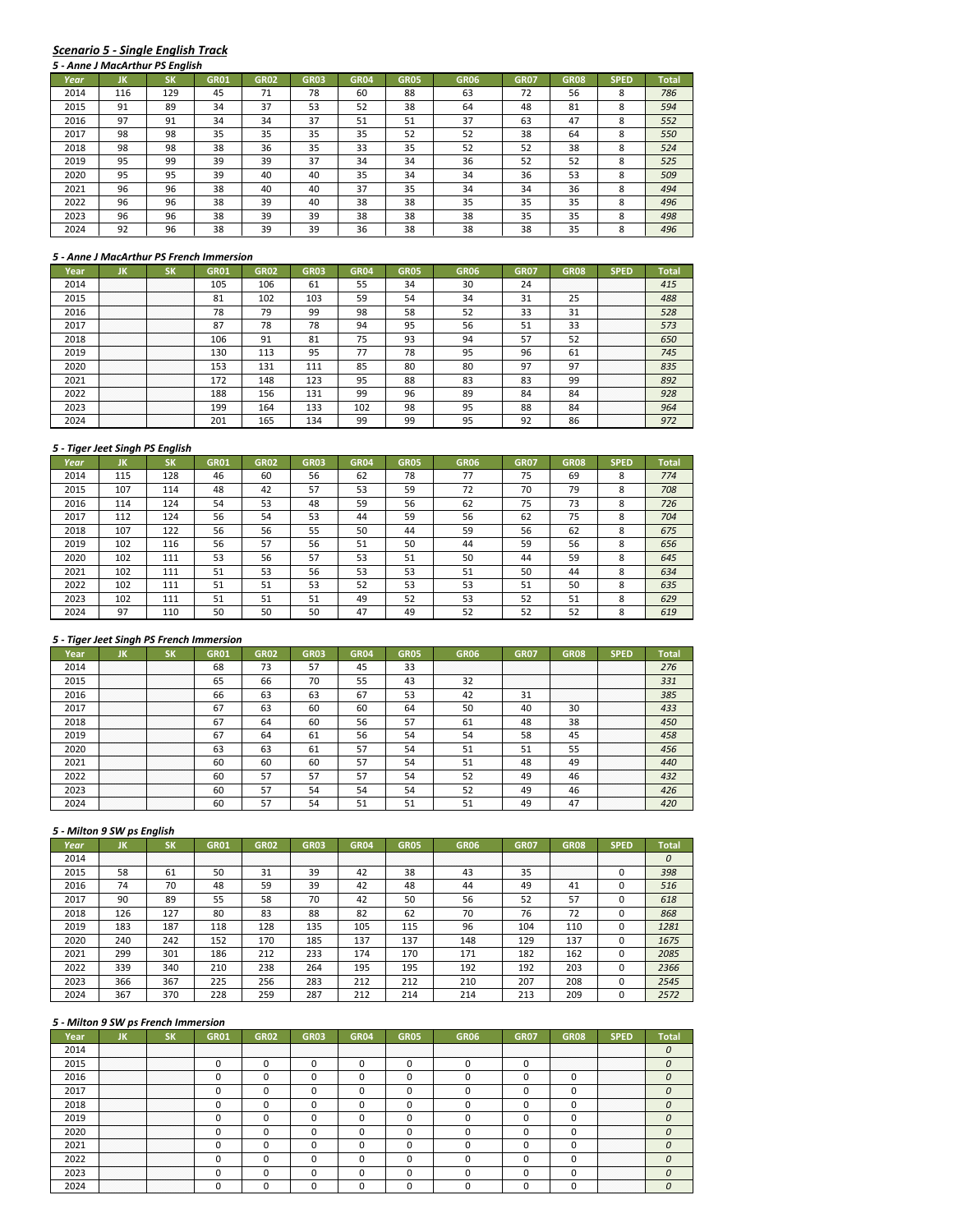## *Scenario 5 - Single English Track*

### *5 - Anne J MacArthur PS English*

| Year | JK | SK | GR01 | GR02 | GR03 | GR04 | GR05 | GR06 | GR07 | GR08 | SPED | Total |
|---|---|---|---|---|---|---|---|---|---|---|---|---|
| 2014 | 116 | 129 | 45 | 71 | 78 | 60 | 88 | 63 | 72 | 56 | 8 | *786* |
| 2015 | 91 | 89 | 34 | 37 | 53 | 52 | 38 | 64 | 48 | 81 | 8 | *594* |
| 2016 | 97 | 91 | 34 | 34 | 37 | 51 | 51 | 37 | 63 | 47 | 8 | *552* |
| 2017 | 98 | 98 | 35 | 35 | 35 | 35 | 52 | 52 | 38 | 64 | 8 | *550* |
| 2018 | 98 | 98 | 38 | 36 | 35 | 33 | 35 | 52 | 52 | 38 | 8 | *524* |
| 2019 | 95 | 99 | 39 | 39 | 37 | 34 | 34 | 36 | 52 | 52 | 8 | *525* |
| 2020 | 95 | 95 | 39 | 40 | 40 | 35 | 34 | 34 | 36 | 53 | 8 | *509* |
| 2021 | 96 | 96 | 38 | 40 | 40 | 37 | 35 | 34 | 34 | 36 | 8 | *494* |
| 2022 | 96 | 96 | 38 | 39 | 40 | 38 | 38 | 35 | 35 | 35 | 8 | *496* |
| 2023 | 96 | 96 | 38 | 39 | 39 | 38 | 38 | 38 | 35 | 35 | 8 | *498* |
| 2024 | 92 | 96 | 38 | 39 | 39 | 36 | 38 | 38 | 38 | 35 | 8 | *496* |

### *5 - Anne J MacArthur PS French Immersion*

| Year | JK | SK | GR01 | GR02 | GR03 | GR04 | GR05 | GR06 | GR07 | GR08 | SPED | Total |
|---|---|---|---|---|---|---|---|---|---|---|---|---|
| 2014 | | | 105 | 106 | 61 | 55 | 34 | 30 | 24 | | | *415* |
| 2015 | | | 81 | 102 | 103 | 59 | 54 | 34 | 31 | 25 | | *488* |
| 2016 | | | 78 | 79 | 99 | 98 | 58 | 52 | 33 | 31 | | *528* |
| 2017 | | | 87 | 78 | 78 | 94 | 95 | 56 | 51 | 33 | | *573* |
| 2018 | | | 106 | 91 | 81 | 75 | 93 | 94 | 57 | 52 | | *650* |
| 2019 | | | 130 | 113 | 95 | 77 | 78 | 95 | 96 | 61 | | *745* |
| 2020 | | | 153 | 131 | 111 | 85 | 80 | 80 | 97 | 97 | | *835* |
| 2021 | | | 172 | 148 | 123 | 95 | 88 | 83 | 83 | 99 | | *892* |
| 2022 | | | 188 | 156 | 131 | 99 | 96 | 89 | 84 | 84 | | *928* |
| 2023 | | | 199 | 164 | 133 | 102 | 98 | 95 | 88 | 84 | | *964* |
| 2024 | | | 201 | 165 | 134 | 99 | 99 | 95 | 92 | 86 | | *972* |

### *5 - Tiger Jeet Singh PS English*

| Year | JK | SK | GR01 | GR02 | GR03 | GR04 | GR05 | GR06 | GR07 | GR08 | SPED | Total |
|---|---|---|---|---|---|---|---|---|---|---|---|---|
| 2014 | 115 | 128 | 46 | 60 | 56 | 62 | 78 | 77 | 75 | 69 | 8 | *774* |
| 2015 | 107 | 114 | 48 | 42 | 57 | 53 | 59 | 72 | 70 | 79 | 8 | *708* |
| 2016 | 114 | 124 | 54 | 53 | 48 | 59 | 56 | 62 | 75 | 73 | 8 | *726* |
| 2017 | 112 | 124 | 56 | 54 | 53 | 44 | 59 | 56 | 62 | 75 | 8 | *704* |
| 2018 | 107 | 122 | 56 | 56 | 55 | 50 | 44 | 59 | 56 | 62 | 8 | *675* |
| 2019 | 102 | 116 | 56 | 57 | 56 | 51 | 50 | 44 | 59 | 56 | 8 | *656* |
| 2020 | 102 | 111 | 53 | 56 | 57 | 53 | 51 | 50 | 44 | 59 | 8 | *645* |
| 2021 | 102 | 111 | 51 | 53 | 56 | 53 | 53 | 51 | 50 | 44 | 8 | *634* |
| 2022 | 102 | 111 | 51 | 51 | 53 | 52 | 53 | 53 | 51 | 50 | 8 | *635* |
| 2023 | 102 | 111 | 51 | 51 | 51 | 49 | 52 | 53 | 52 | 51 | 8 | *629* |
| 2024 | 97 | 110 | 50 | 50 | 50 | 47 | 49 | 52 | 52 | 52 | 8 | *619* |

### *5 - Tiger Jeet Singh PS French Immersion*

| Year | JK | SK | GR01 | GR02 | GR03 | GR04 | GR05 | GR06 | GR07 | GR08 | SPED | Total |
|---|---|---|---|---|---|---|---|---|---|---|---|---|
| 2014 | | | 68 | 73 | 57 | 45 | 33 | | | | | *276* |
| 2015 | | | 65 | 66 | 70 | 55 | 43 | 32 | | | | *331* |
| 2016 | | | 66 | 63 | 63 | 67 | 53 | 42 | 31 | | | *385* |
| 2017 | | | 67 | 63 | 60 | 60 | 64 | 50 | 40 | 30 | | *433* |
| 2018 | | | 67 | 64 | 60 | 56 | 57 | 61 | 48 | 38 | | *450* |
| 2019 | | | 67 | 64 | 61 | 56 | 54 | 54 | 58 | 45 | | *458* |
| 2020 | | | 63 | 63 | 61 | 57 | 54 | 51 | 51 | 55 | | *456* |
| 2021 | | | 60 | 60 | 60 | 57 | 54 | 51 | 48 | 49 | | *440* |
| 2022 | | | 60 | 57 | 57 | 57 | 54 | 52 | 49 | 46 | | *432* |
| 2023 | | | 60 | 57 | 54 | 54 | 54 | 52 | 49 | 46 | | *426* |
| 2024 | | | 60 | 57 | 54 | 51 | 51 | 51 | 49 | 47 | | *420* |

### *5 - Milton 9 SW ps English*

| Year | JK | SK | GR01 | GR02 | GR03 | GR04 | GR05 | GR06 | GR07 | GR08 | SPED | Total |
|---|---|---|---|---|---|---|---|---|---|---|---|---|
| 2014 | | | | | | | | | | | | *0* |
| 2015 | 58 | 61 | 50 | 31 | 39 | 42 | 38 | 43 | 35 | | 0 | *398* |
| 2016 | 74 | 70 | 48 | 59 | 39 | 42 | 48 | 44 | 49 | 41 | 0 | *516* |
| 2017 | 90 | 89 | 55 | 58 | 70 | 42 | 50 | 56 | 52 | 57 | 0 | *618* |
| 2018 | 126 | 127 | 80 | 83 | 88 | 82 | 62 | 70 | 76 | 72 | 0 | *868* |
| 2019 | 183 | 187 | 118 | 128 | 135 | 105 | 115 | 96 | 104 | 110 | 0 | *1281* |
| 2020 | 240 | 242 | 152 | 170 | 185 | 137 | 137 | 148 | 129 | 137 | 0 | *1675* |
| 2021 | 299 | 301 | 186 | 212 | 233 | 174 | 170 | 171 | 182 | 162 | 0 | *2085* |
| 2022 | 339 | 340 | 210 | 238 | 264 | 195 | 195 | 192 | 192 | 203 | 0 | *2366* |
| 2023 | 366 | 367 | 225 | 256 | 283 | 212 | 212 | 210 | 207 | 208 | 0 | *2545* |
| 2024 | 367 | 370 | 228 | 259 | 287 | 212 | 214 | 214 | 213 | 209 | 0 | *2572* |

### *5 - Milton 9 SW ps French Immersion*

| Year | JK | SK | GR01 | GR02 | GR03 | GR04 | GR05 | GR06 | GR07 | GR08 | SPED | Total |
|---|---|---|---|---|---|---|---|---|---|---|---|---|
| 2014 | | | | | | | | | | | | *0* |
| 2015 | | | 0 | 0 | 0 | 0 | 0 | 0 | 0 | | | *0* |
| 2016 | | | 0 | 0 | 0 | 0 | 0 | 0 | 0 | 0 | | *0* |
| 2017 | | | 0 | 0 | 0 | 0 | 0 | 0 | 0 | 0 | | *0* |
| 2018 | | | 0 | 0 | 0 | 0 | 0 | 0 | 0 | 0 | | *0* |
| 2019 | | | 0 | 0 | 0 | 0 | 0 | 0 | 0 | 0 | | *0* |
| 2020 | | | 0 | 0 | 0 | 0 | 0 | 0 | 0 | 0 | | *0* |
| 2021 | | | 0 | 0 | 0 | 0 | 0 | 0 | 0 | 0 | | *0* |
| 2022 | | | 0 | 0 | 0 | 0 | 0 | 0 | 0 | 0 | | *0* |
| 2023 | | | 0 | 0 | 0 | 0 | 0 | 0 | 0 | 0 | | *0* |
| 2024 | | | 0 | 0 | 0 | 0 | 0 | 0 | 0 | 0 | | *0* |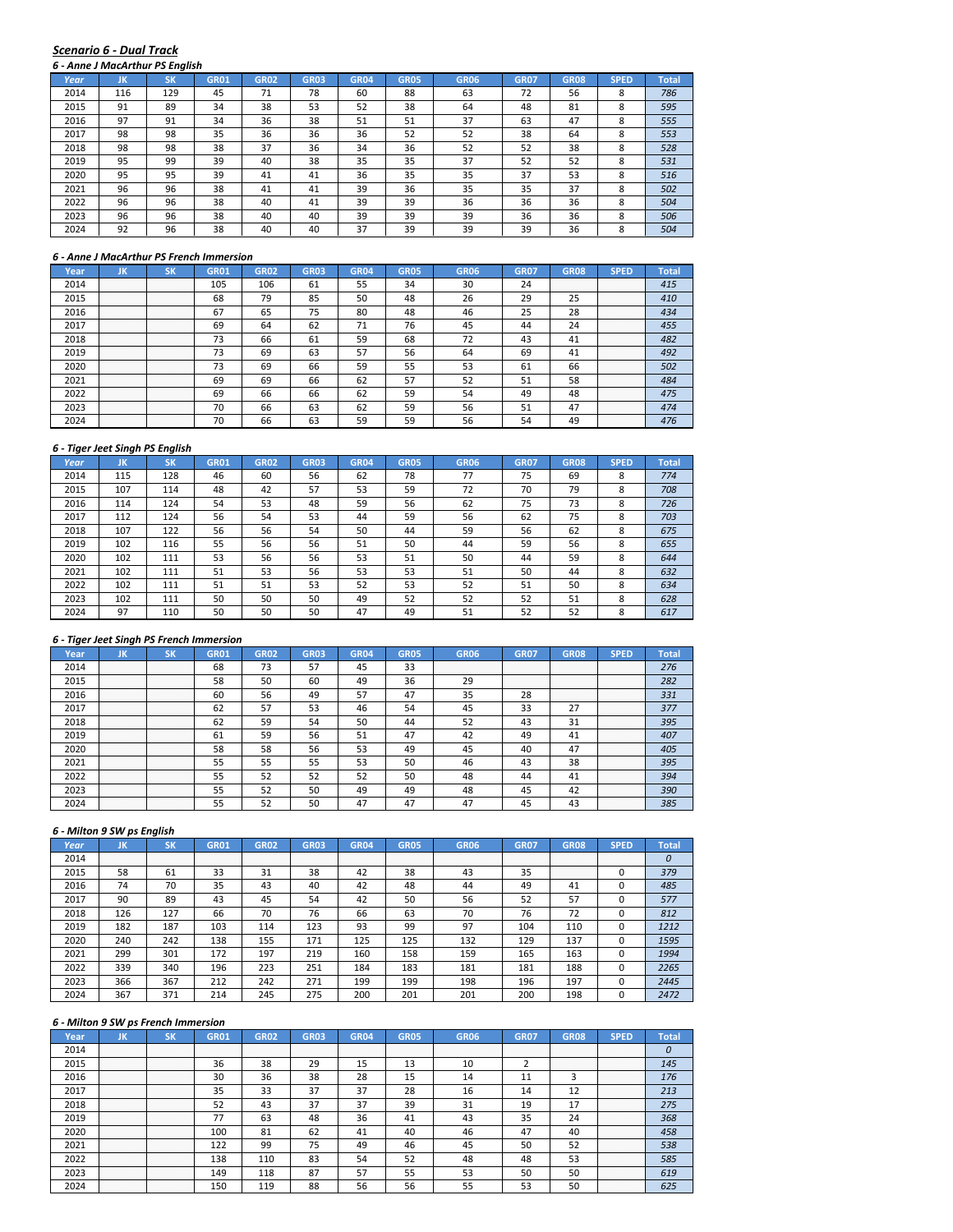## *Scenario 6 - Dual Track*

### *6 - Anne J MacArthur PS English*

| Year | JK | SK | GR01 | GR02 | GR03 | GR04 | GR05 | GR06 | GR07 | GR08 | SPED | Total |
|---|---|---|---|---|---|---|---|---|---|---|---|---|
| 2014 | 116 | 129 | 45 | 71 | 78 | 60 | 88 | 63 | 72 | 56 | 8 | *786* |
| 2015 | 91 | 89 | 34 | 38 | 53 | 52 | 38 | 64 | 48 | 81 | 8 | *595* |
| 2016 | 97 | 91 | 34 | 36 | 38 | 51 | 51 | 37 | 63 | 47 | 8 | *555* |
| 2017 | 98 | 98 | 35 | 36 | 36 | 36 | 52 | 52 | 38 | 64 | 8 | *553* |
| 2018 | 98 | 98 | 38 | 37 | 36 | 34 | 36 | 52 | 52 | 38 | 8 | *528* |
| 2019 | 95 | 99 | 39 | 40 | 38 | 35 | 35 | 37 | 52 | 52 | 8 | *531* |
| 2020 | 95 | 95 | 39 | 41 | 41 | 36 | 35 | 35 | 37 | 53 | 8 | *516* |
| 2021 | 96 | 96 | 38 | 41 | 41 | 39 | 36 | 35 | 35 | 37 | 8 | *502* |
| 2022 | 96 | 96 | 38 | 40 | 41 | 39 | 39 | 36 | 36 | 36 | 8 | *504* |
| 2023 | 96 | 96 | 38 | 40 | 40 | 39 | 39 | 39 | 36 | 36 | 8 | *506* |
| 2024 | 92 | 96 | 38 | 40 | 40 | 37 | 39 | 39 | 39 | 36 | 8 | *504* |

### *6 - Anne J MacArthur PS French Immersion*

| Year | JK | SK | GR01 | GR02 | GR03 | GR04 | GR05 | GR06 | GR07 | GR08 | SPED | Total |
|---|---|---|---|---|---|---|---|---|---|---|---|---|
| 2014 | | | 105 | 106 | 61 | 55 | 34 | 30 | 24 | | | *415* |
| 2015 | | | 68 | 79 | 85 | 50 | 48 | 26 | 29 | 25 | | *410* |
| 2016 | | | 67 | 65 | 75 | 80 | 48 | 46 | 25 | 28 | | *434* |
| 2017 | | | 69 | 64 | 62 | 71 | 76 | 45 | 44 | 24 | | *455* |
| 2018 | | | 73 | 66 | 61 | 59 | 68 | 72 | 43 | 41 | | *482* |
| 2019 | | | 73 | 69 | 63 | 57 | 56 | 64 | 69 | 41 | | *492* |
| 2020 | | | 73 | 69 | 66 | 59 | 55 | 53 | 61 | 66 | | *502* |
| 2021 | | | 69 | 69 | 66 | 62 | 57 | 52 | 51 | 58 | | *484* |
| 2022 | | | 69 | 66 | 66 | 62 | 59 | 54 | 49 | 48 | | *475* |
| 2023 | | | 70 | 66 | 63 | 62 | 59 | 56 | 51 | 47 | | *474* |
| 2024 | | | 70 | 66 | 63 | 59 | 59 | 56 | 54 | 49 | | *476* |

### *6 - Tiger Jeet Singh PS English*

| Year | JK | SK | GR01 | GR02 | GR03 | GR04 | GR05 | GR06 | GR07 | GR08 | SPED | Total |
|---|---|---|---|---|---|---|---|---|---|---|---|---|
| 2014 | 115 | 128 | 46 | 60 | 56 | 62 | 78 | 77 | 75 | 69 | 8 | *774* |
| 2015 | 107 | 114 | 48 | 42 | 57 | 53 | 59 | 72 | 70 | 79 | 8 | *708* |
| 2016 | 114 | 124 | 54 | 53 | 48 | 59 | 56 | 62 | 75 | 73 | 8 | *726* |
| 2017 | 112 | 124 | 56 | 54 | 53 | 44 | 59 | 56 | 62 | 75 | 8 | *703* |
| 2018 | 107 | 122 | 56 | 56 | 54 | 50 | 44 | 59 | 56 | 62 | 8 | *675* |
| 2019 | 102 | 116 | 55 | 56 | 56 | 51 | 50 | 44 | 59 | 56 | 8 | *655* |
| 2020 | 102 | 111 | 53 | 56 | 56 | 53 | 51 | 50 | 44 | 59 | 8 | *644* |
| 2021 | 102 | 111 | 51 | 53 | 56 | 53 | 53 | 51 | 50 | 44 | 8 | *632* |
| 2022 | 102 | 111 | 51 | 51 | 53 | 52 | 53 | 52 | 51 | 50 | 8 | *634* |
| 2023 | 102 | 111 | 50 | 50 | 50 | 49 | 52 | 52 | 52 | 51 | 8 | *628* |
| 2024 | 97 | 110 | 50 | 50 | 50 | 47 | 49 | 51 | 52 | 52 | 8 | *617* |

### *6 - Tiger Jeet Singh PS French Immersion*

| Year | JK | SK | GR01 | GR02 | GR03 | GR04 | GR05 | GR06 | GR07 | GR08 | SPED | Total |
|---|---|---|---|---|---|---|---|---|---|---|---|---|
| 2014 | | | 68 | 73 | 57 | 45 | 33 | | | | | *276* |
| 2015 | | | 58 | 50 | 60 | 49 | 36 | 29 | | | | *282* |
| 2016 | | | 60 | 56 | 49 | 57 | 47 | 35 | 28 | | | *331* |
| 2017 | | | 62 | 57 | 53 | 46 | 54 | 45 | 33 | 27 | | *377* |
| 2018 | | | 62 | 59 | 54 | 50 | 44 | 52 | 43 | 31 | | *395* |
| 2019 | | | 61 | 59 | 56 | 51 | 47 | 42 | 49 | 41 | | *407* |
| 2020 | | | 58 | 58 | 56 | 53 | 49 | 45 | 40 | 47 | | *405* |
| 2021 | | | 55 | 55 | 55 | 53 | 50 | 46 | 43 | 38 | | *395* |
| 2022 | | | 55 | 52 | 52 | 52 | 50 | 48 | 44 | 41 | | *394* |
| 2023 | | | 55 | 52 | 50 | 49 | 49 | 48 | 45 | 42 | | *390* |
| 2024 | | | 55 | 52 | 50 | 47 | 47 | 47 | 45 | 43 | | *385* |

### *6 - Milton 9 SW ps English*

| Year | JK | SK | GR01 | GR02 | GR03 | GR04 | GR05 | GR06 | GR07 | GR08 | SPED | Total |
|---|---|---|---|---|---|---|---|---|---|---|---|---|
| 2014 | | | | | | | | | | | | *0* |
| 2015 | 58 | 61 | 33 | 31 | 38 | 42 | 38 | 43 | 35 | | 0 | *379* |
| 2016 | 74 | 70 | 35 | 43 | 40 | 42 | 48 | 44 | 49 | 41 | 0 | *485* |
| 2017 | 90 | 89 | 43 | 45 | 54 | 42 | 50 | 56 | 52 | 57 | 0 | *577* |
| 2018 | 126 | 127 | 66 | 70 | 76 | 66 | 63 | 70 | 76 | 72 | 0 | *812* |
| 2019 | 182 | 187 | 103 | 114 | 123 | 93 | 99 | 97 | 104 | 110 | 0 | *1212* |
| 2020 | 240 | 242 | 138 | 155 | 171 | 125 | 125 | 132 | 129 | 137 | 0 | *1595* |
| 2021 | 299 | 301 | 172 | 197 | 219 | 160 | 158 | 159 | 165 | 163 | 0 | *1994* |
| 2022 | 339 | 340 | 196 | 223 | 251 | 184 | 183 | 181 | 181 | 188 | 0 | *2265* |
| 2023 | 366 | 367 | 212 | 242 | 271 | 199 | 199 | 198 | 196 | 197 | 0 | *2445* |
| 2024 | 367 | 371 | 214 | 245 | 275 | 200 | 201 | 201 | 200 | 198 | 0 | *2472* |

### *6 - Milton 9 SW ps French Immersion*

| Year | JK | SK | GR01 | GR02 | GR03 | GR04 | GR05 | GR06 | GR07 | GR08 | SPED | Total |
|---|---|---|---|---|---|---|---|---|---|---|---|---|
| 2014 | | | | | | | | | | | | *0* |
| 2015 | | | 36 | 38 | 29 | 15 | 13 | 10 | 2 | | | *145* |
| 2016 | | | 30 | 36 | 38 | 28 | 15 | 14 | 11 | 3 | | *176* |
| 2017 | | | 35 | 33 | 37 | 37 | 28 | 16 | 14 | 12 | | *213* |
| 2018 | | | 52 | 43 | 37 | 37 | 39 | 31 | 19 | 17 | | *275* |
| 2019 | | | 77 | 63 | 48 | 36 | 41 | 43 | 35 | 24 | | *368* |
| 2020 | | | 100 | 81 | 62 | 41 | 40 | 46 | 47 | 40 | | *458* |
| 2021 | | | 122 | 99 | 75 | 49 | 46 | 45 | 50 | 52 | | *538* |
| 2022 | | | 138 | 110 | 83 | 54 | 52 | 48 | 48 | 53 | | *585* |
| 2023 | | | 149 | 118 | 87 | 57 | 55 | 53 | 50 | 50 | | *619* |
| 2024 | | | 150 | 119 | 88 | 56 | 56 | 55 | 53 | 50 | | *625* |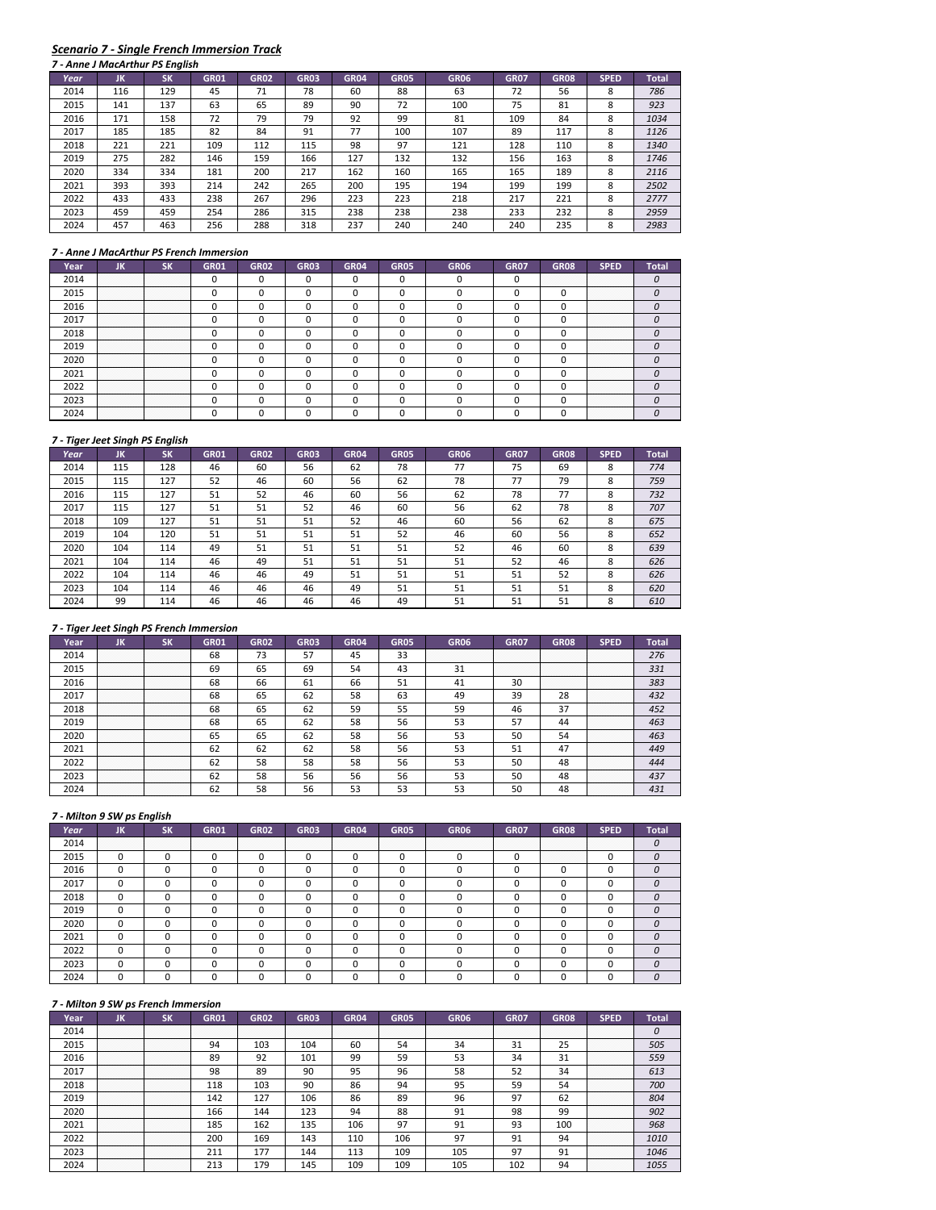## *Scenario 7 - Single French Immersion Track*

### *7 - Anne J MacArthur PS English*

| Year | JK | SK | GR01 | GR02 | GR03 | GR04 | GR05 | GR06 | GR07 | GR08 | SPED | Total |
|---|---|---|---|---|---|---|---|---|---|---|---|---|
| 2014 | 116 | 129 | 45 | 71 | 78 | 60 | 88 | 63 | 72 | 56 | 8 | *786* |
| 2015 | 141 | 137 | 63 | 65 | 89 | 90 | 72 | 100 | 75 | 81 | 8 | *923* |
| 2016 | 171 | 158 | 72 | 79 | 79 | 92 | 99 | 81 | 109 | 84 | 8 | *1034* |
| 2017 | 185 | 185 | 82 | 84 | 91 | 77 | 100 | 107 | 89 | 117 | 8 | *1126* |
| 2018 | 221 | 221 | 109 | 112 | 115 | 98 | 97 | 121 | 128 | 110 | 8 | *1340* |
| 2019 | 275 | 282 | 146 | 159 | 166 | 127 | 132 | 132 | 156 | 163 | 8 | *1746* |
| 2020 | 334 | 334 | 181 | 200 | 217 | 162 | 160 | 165 | 165 | 189 | 8 | *2116* |
| 2021 | 393 | 393 | 214 | 242 | 265 | 200 | 195 | 194 | 199 | 199 | 8 | *2502* |
| 2022 | 433 | 433 | 238 | 267 | 296 | 223 | 223 | 218 | 217 | 221 | 8 | *2777* |
| 2023 | 459 | 459 | 254 | 286 | 315 | 238 | 238 | 238 | 233 | 232 | 8 | *2959* |
| 2024 | 457 | 463 | 256 | 288 | 318 | 237 | 240 | 240 | 240 | 235 | 8 | *2983* |

### *7 - Anne J MacArthur PS French Immersion*

| Year | JK | SK | GR01 | GR02 | GR03 | GR04 | GR05 | GR06 | GR07 | GR08 | SPED | Total |
|---|---|---|---|---|---|---|---|---|---|---|---|---|
| 2014 | | | 0 | 0 | 0 | 0 | 0 | 0 | 0 | | | *0* |
| 2015 | | | 0 | 0 | 0 | 0 | 0 | 0 | 0 | 0 | | *0* |
| 2016 | | | 0 | 0 | 0 | 0 | 0 | 0 | 0 | 0 | | *0* |
| 2017 | | | 0 | 0 | 0 | 0 | 0 | 0 | 0 | 0 | | *0* |
| 2018 | | | 0 | 0 | 0 | 0 | 0 | 0 | 0 | 0 | | *0* |
| 2019 | | | 0 | 0 | 0 | 0 | 0 | 0 | 0 | 0 | | *0* |
| 2020 | | | 0 | 0 | 0 | 0 | 0 | 0 | 0 | 0 | | *0* |
| 2021 | | | 0 | 0 | 0 | 0 | 0 | 0 | 0 | 0 | | *0* |
| 2022 | | | 0 | 0 | 0 | 0 | 0 | 0 | 0 | 0 | | *0* |
| 2023 | | | 0 | 0 | 0 | 0 | 0 | 0 | 0 | 0 | | *0* |
| 2024 | | | 0 | 0 | 0 | 0 | 0 | 0 | 0 | 0 | | *0* |

### *7 - Tiger Jeet Singh PS English*

| Year | JK | SK | GR01 | GR02 | GR03 | GR04 | GR05 | GR06 | GR07 | GR08 | SPED | Total |
|---|---|---|---|---|---|---|---|---|---|---|---|---|
| 2014 | 115 | 128 | 46 | 60 | 56 | 62 | 78 | 77 | 75 | 69 | 8 | *774* |
| 2015 | 115 | 127 | 52 | 46 | 60 | 56 | 62 | 78 | 77 | 79 | 8 | *759* |
| 2016 | 115 | 127 | 51 | 52 | 46 | 60 | 56 | 62 | 78 | 77 | 8 | *732* |
| 2017 | 115 | 127 | 51 | 51 | 52 | 46 | 60 | 56 | 62 | 78 | 8 | *707* |
| 2018 | 109 | 127 | 51 | 51 | 51 | 52 | 46 | 60 | 56 | 62 | 8 | *675* |
| 2019 | 104 | 120 | 51 | 51 | 51 | 51 | 52 | 46 | 60 | 56 | 8 | *652* |
| 2020 | 104 | 114 | 49 | 51 | 51 | 51 | 51 | 52 | 46 | 60 | 8 | *639* |
| 2021 | 104 | 114 | 46 | 49 | 51 | 51 | 51 | 51 | 52 | 46 | 8 | *626* |
| 2022 | 104 | 114 | 46 | 46 | 49 | 51 | 51 | 51 | 51 | 52 | 8 | *626* |
| 2023 | 104 | 114 | 46 | 46 | 46 | 49 | 51 | 51 | 51 | 51 | 8 | *620* |
| 2024 | 99 | 114 | 46 | 46 | 46 | 46 | 49 | 51 | 51 | 51 | 8 | *610* |

### *7 - Tiger Jeet Singh PS French Immersion*

| Year | JK | SK | GR01 | GR02 | GR03 | GR04 | GR05 | GR06 | GR07 | GR08 | SPED | Total |
|---|---|---|---|---|---|---|---|---|---|---|---|---|
| 2014 | | | 68 | 73 | 57 | 45 | 33 | | | | | *276* |
| 2015 | | | 69 | 65 | 69 | 54 | 43 | 31 | | | | *331* |
| 2016 | | | 68 | 66 | 61 | 66 | 51 | 41 | 30 | | | *383* |
| 2017 | | | 68 | 65 | 62 | 58 | 63 | 49 | 39 | 28 | | *432* |
| 2018 | | | 68 | 65 | 62 | 59 | 55 | 59 | 46 | 37 | | *452* |
| 2019 | | | 68 | 65 | 62 | 58 | 56 | 53 | 57 | 44 | | *463* |
| 2020 | | | 65 | 65 | 62 | 58 | 56 | 53 | 50 | 54 | | *463* |
| 2021 | | | 62 | 62 | 62 | 58 | 56 | 53 | 51 | 47 | | *449* |
| 2022 | | | 62 | 58 | 58 | 58 | 56 | 53 | 50 | 48 | | *444* |
| 2023 | | | 62 | 58 | 56 | 56 | 56 | 53 | 50 | 48 | | *437* |
| 2024 | | | 62 | 58 | 56 | 53 | 53 | 53 | 50 | 48 | | *431* |

### *7 - Milton 9 SW ps English*

| Year | JK | SK | GR01 | GR02 | GR03 | GR04 | GR05 | GR06 | GR07 | GR08 | SPED | Total |
|---|---|---|---|---|---|---|---|---|---|---|---|---|
| 2014 | | | | | | | | | | | | *0* |
| 2015 | 0 | 0 | 0 | 0 | 0 | 0 | 0 | 0 | 0 | | 0 | *0* |
| 2016 | 0 | 0 | 0 | 0 | 0 | 0 | 0 | 0 | 0 | 0 | 0 | *0* |
| 2017 | 0 | 0 | 0 | 0 | 0 | 0 | 0 | 0 | 0 | 0 | 0 | *0* |
| 2018 | 0 | 0 | 0 | 0 | 0 | 0 | 0 | 0 | 0 | 0 | 0 | *0* |
| 2019 | 0 | 0 | 0 | 0 | 0 | 0 | 0 | 0 | 0 | 0 | 0 | *0* |
| 2020 | 0 | 0 | 0 | 0 | 0 | 0 | 0 | 0 | 0 | 0 | 0 | *0* |
| 2021 | 0 | 0 | 0 | 0 | 0 | 0 | 0 | 0 | 0 | 0 | 0 | *0* |
| 2022 | 0 | 0 | 0 | 0 | 0 | 0 | 0 | 0 | 0 | 0 | 0 | *0* |
| 2023 | 0 | 0 | 0 | 0 | 0 | 0 | 0 | 0 | 0 | 0 | 0 | *0* |
| 2024 | 0 | 0 | 0 | 0 | 0 | 0 | 0 | 0 | 0 | 0 | 0 | *0* |

### *7 - Milton 9 SW ps French Immersion*

| Year | JK | SK | GR01 | GR02 | GR03 | GR04 | GR05 | GR06 | GR07 | GR08 | SPED | Total |
|---|---|---|---|---|---|---|---|---|---|---|---|---|
| 2014 | | | | | | | | | | | | *0* |
| 2015 | | | 94 | 103 | 104 | 60 | 54 | 34 | 31 | 25 | | *505* |
| 2016 | | | 89 | 92 | 101 | 99 | 59 | 53 | 34 | 31 | | *559* |
| 2017 | | | 98 | 89 | 90 | 95 | 96 | 58 | 52 | 34 | | *613* |
| 2018 | | | 118 | 103 | 90 | 86 | 94 | 95 | 59 | 54 | | *700* |
| 2019 | | | 142 | 127 | 106 | 86 | 89 | 96 | 97 | 62 | | *804* |
| 2020 | | | 166 | 144 | 123 | 94 | 88 | 91 | 98 | 99 | | *902* |
| 2021 | | | 185 | 162 | 135 | 106 | 97 | 91 | 93 | 100 | | *968* |
| 2022 | | | 200 | 169 | 143 | 110 | 106 | 97 | 91 | 94 | | *1010* |
| 2023 | | | 211 | 177 | 144 | 113 | 109 | 105 | 97 | 91 | | *1046* |
| 2024 | | | 213 | 179 | 145 | 109 | 109 | 105 | 102 | 94 | | *1055* |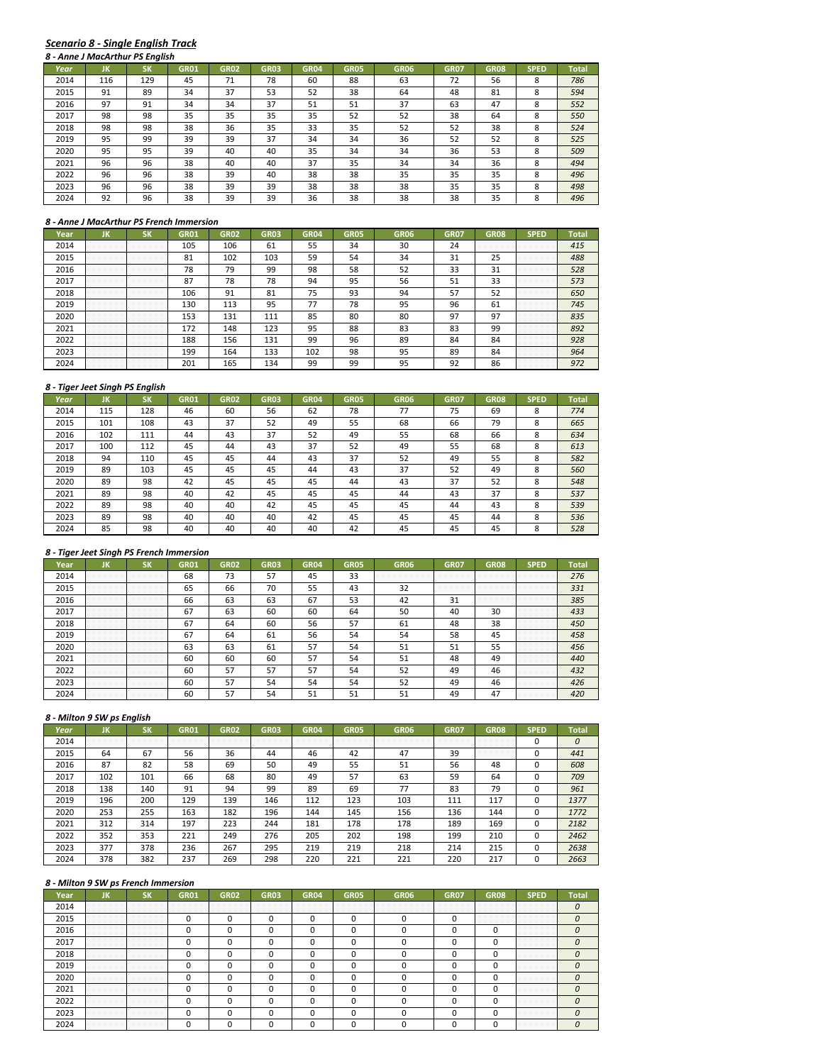## *Scenario 8 - Single English Track*

### *8 - Anne J MacArthur PS English*

| Year | JK | SK | GR01 | GR02 | GR03 | GR04 | GR05 | GR06 | GR07 | GR08 | SPED | Total |
|---|---|---|---|---|---|---|---|---|---|---|---|---|
| 2014 | 116 | 129 | 45 | 71 | 78 | 60 | 88 | 63 | 72 | 56 | 8 | *786* |
| 2015 | 91 | 89 | 34 | 37 | 53 | 52 | 38 | 64 | 48 | 81 | 8 | *594* |
| 2016 | 97 | 91 | 34 | 34 | 37 | 51 | 51 | 37 | 63 | 47 | 8 | *552* |
| 2017 | 98 | 98 | 35 | 35 | 35 | 35 | 52 | 52 | 38 | 64 | 8 | *550* |
| 2018 | 98 | 98 | 38 | 36 | 35 | 33 | 35 | 52 | 52 | 38 | 8 | *524* |
| 2019 | 95 | 99 | 39 | 39 | 37 | 34 | 34 | 36 | 52 | 52 | 8 | *525* |
| 2020 | 95 | 95 | 39 | 40 | 40 | 35 | 34 | 34 | 36 | 53 | 8 | *509* |
| 2021 | 96 | 96 | 38 | 40 | 40 | 37 | 35 | 34 | 34 | 36 | 8 | *494* |
| 2022 | 96 | 96 | 38 | 39 | 40 | 38 | 38 | 35 | 35 | 35 | 8 | *496* |
| 2023 | 96 | 96 | 38 | 39 | 39 | 38 | 38 | 38 | 35 | 35 | 8 | *498* |
| 2024 | 92 | 96 | 38 | 39 | 39 | 36 | 38 | 38 | 38 | 35 | 8 | *496* |

### *8 - Anne J MacArthur PS French Immersion*

| Year | JK | SK | GR01 | GR02 | GR03 | GR04 | GR05 | GR06 | GR07 | GR08 | SPED | Total |
|---|---|---|---|---|---|---|---|---|---|---|---|---|
| 2014 | | | 105 | 106 | 61 | 55 | 34 | 30 | 24 | | | *415* |
| 2015 | | | 81 | 102 | 103 | 59 | 54 | 34 | 31 | 25 | | *488* |
| 2016 | | | 78 | 79 | 99 | 98 | 58 | 52 | 33 | 31 | | *528* |
| 2017 | | | 87 | 78 | 78 | 94 | 95 | 56 | 51 | 33 | | *573* |
| 2018 | | | 106 | 91 | 81 | 75 | 93 | 94 | 57 | 52 | | *650* |
| 2019 | | | 130 | 113 | 95 | 77 | 78 | 95 | 96 | 61 | | *745* |
| 2020 | | | 153 | 131 | 111 | 85 | 80 | 80 | 97 | 97 | | *835* |
| 2021 | | | 172 | 148 | 123 | 95 | 88 | 83 | 83 | 99 | | *892* |
| 2022 | | | 188 | 156 | 131 | 99 | 96 | 89 | 84 | 84 | | *928* |
| 2023 | | | 199 | 164 | 133 | 102 | 98 | 95 | 89 | 84 | | *964* |
| 2024 | | | 201 | 165 | 134 | 99 | 99 | 95 | 92 | 86 | | *972* |

### *8 - Tiger Jeet Singh PS English*

| Year | JK | SK | GR01 | GR02 | GR03 | GR04 | GR05 | GR06 | GR07 | GR08 | SPED | Total |
|---|---|---|---|---|---|---|---|---|---|---|---|---|
| 2014 | 115 | 128 | 46 | 60 | 56 | 62 | 78 | 77 | 75 | 69 | 8 | *774* |
| 2015 | 101 | 108 | 43 | 37 | 52 | 49 | 55 | 68 | 66 | 79 | 8 | *665* |
| 2016 | 102 | 111 | 44 | 43 | 37 | 52 | 49 | 55 | 68 | 66 | 8 | *634* |
| 2017 | 100 | 112 | 45 | 44 | 43 | 37 | 52 | 49 | 55 | 68 | 8 | *613* |
| 2018 | 94 | 110 | 45 | 45 | 44 | 43 | 37 | 52 | 49 | 55 | 8 | *582* |
| 2019 | 89 | 103 | 45 | 45 | 45 | 44 | 43 | 37 | 52 | 49 | 8 | *560* |
| 2020 | 89 | 98 | 42 | 45 | 45 | 45 | 44 | 43 | 37 | 52 | 8 | *548* |
| 2021 | 89 | 98 | 40 | 42 | 45 | 45 | 45 | 44 | 43 | 37 | 8 | *537* |
| 2022 | 89 | 98 | 40 | 40 | 42 | 45 | 45 | 45 | 44 | 43 | 8 | *539* |
| 2023 | 89 | 98 | 40 | 40 | 40 | 42 | 45 | 45 | 45 | 44 | 8 | *536* |
| 2024 | 85 | 98 | 40 | 40 | 40 | 40 | 42 | 45 | 45 | 45 | 8 | *528* |

### *8 - Tiger Jeet Singh PS French Immersion*

| Year | JK | SK | GR01 | GR02 | GR03 | GR04 | GR05 | GR06 | GR07 | GR08 | SPED | Total |
|---|---|---|---|---|---|---|---|---|---|---|---|---|
| 2014 | | | 68 | 73 | 57 | 45 | 33 | | | | | *276* |
| 2015 | | | 65 | 66 | 70 | 55 | 43 | 32 | | | | *331* |
| 2016 | | | 66 | 63 | 63 | 67 | 53 | 42 | 31 | | | *385* |
| 2017 | | | 67 | 63 | 60 | 60 | 64 | 50 | 40 | 30 | | *433* |
| 2018 | | | 67 | 64 | 60 | 56 | 57 | 61 | 48 | 38 | | *450* |
| 2019 | | | 67 | 64 | 61 | 56 | 54 | 54 | 58 | 45 | | *458* |
| 2020 | | | 63 | 63 | 61 | 57 | 54 | 51 | 51 | 55 | | *456* |
| 2021 | | | 60 | 60 | 60 | 57 | 54 | 51 | 48 | 49 | | *440* |
| 2022 | | | 60 | 57 | 57 | 57 | 54 | 52 | 49 | 46 | | *432* |
| 2023 | | | 60 | 57 | 54 | 54 | 54 | 52 | 49 | 46 | | *426* |
| 2024 | | | 60 | 57 | 54 | 51 | 51 | 51 | 49 | 47 | | *420* |

### *8 - Milton 9 SW ps English*

| Year | JK | SK | GR01 | GR02 | GR03 | GR04 | GR05 | GR06 | GR07 | GR08 | SPED | Total |
|---|---|---|---|---|---|---|---|---|---|---|---|---|
| 2014 | | | | | | | | | | | 0 | *0* |
| 2015 | 64 | 67 | 56 | 36 | 44 | 46 | 42 | 47 | 39 | | 0 | *441* |
| 2016 | 87 | 82 | 58 | 69 | 50 | 49 | 55 | 51 | 56 | 48 | 0 | *608* |
| 2017 | 102 | 101 | 66 | 68 | 80 | 49 | 57 | 63 | 59 | 64 | 0 | *709* |
| 2018 | 138 | 140 | 91 | 94 | 99 | 89 | 69 | 77 | 83 | 79 | 0 | *961* |
| 2019 | 196 | 200 | 129 | 139 | 146 | 112 | 123 | 103 | 111 | 117 | 0 | *1377* |
| 2020 | 253 | 255 | 163 | 182 | 196 | 144 | 145 | 156 | 136 | 144 | 0 | *1772* |
| 2021 | 312 | 314 | 197 | 223 | 244 | 181 | 178 | 178 | 189 | 169 | 0 | *2182* |
| 2022 | 352 | 353 | 221 | 249 | 276 | 205 | 202 | 198 | 199 | 210 | 0 | *2462* |
| 2023 | 377 | 378 | 236 | 267 | 295 | 219 | 219 | 218 | 214 | 215 | 0 | *2638* |
| 2024 | 378 | 382 | 237 | 269 | 298 | 220 | 221 | 221 | 220 | 217 | 0 | *2663* |

### *8 - Milton 9 SW ps French Immersion*

| Year | JK | SK | GR01 | GR02 | GR03 | GR04 | GR05 | GR06 | GR07 | GR08 | SPED | Total |
|---|---|---|---|---|---|---|---|---|---|---|---|---|
| 2014 | | | | | | | | | | | | *0* |
| 2015 | | | 0 | 0 | 0 | 0 | 0 | 0 | 0 | | | *0* |
| 2016 | | | 0 | 0 | 0 | 0 | 0 | 0 | 0 | 0 | | *0* |
| 2017 | | | 0 | 0 | 0 | 0 | 0 | 0 | 0 | 0 | | *0* |
| 2018 | | | 0 | 0 | 0 | 0 | 0 | 0 | 0 | 0 | | *0* |
| 2019 | | | 0 | 0 | 0 | 0 | 0 | 0 | 0 | 0 | | *0* |
| 2020 | | | 0 | 0 | 0 | 0 | 0 | 0 | 0 | 0 | | *0* |
| 2021 | | | 0 | 0 | 0 | 0 | 0 | 0 | 0 | 0 | | *0* |
| 2022 | | | 0 | 0 | 0 | 0 | 0 | 0 | 0 | 0 | | *0* |
| 2023 | | | 0 | 0 | 0 | 0 | 0 | 0 | 0 | 0 | | *0* |
| 2024 | | | 0 | 0 | 0 | 0 | 0 | 0 | 0 | 0 | | *0* |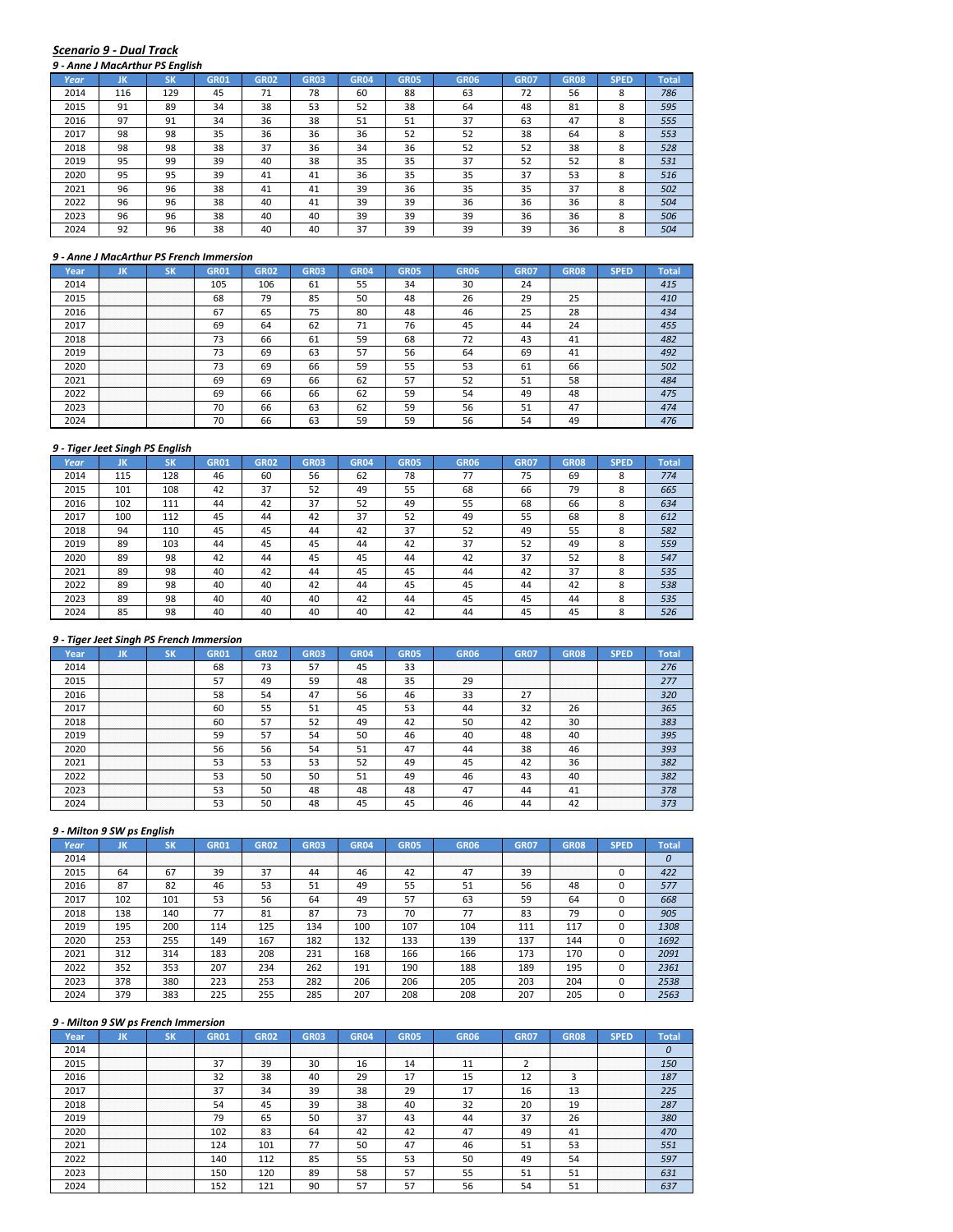## *Scenario 9 - Dual Track*

### *9 - Anne J MacArthur PS English*

| Year | JK | SK | GR01 | GR02 | GR03 | GR04 | GR05 | GR06 | GR07 | GR08 | SPED | Total |
|---|---|---|---|---|---|---|---|---|---|---|---|---|
| 2014 | 116 | 129 | 45 | 71 | 78 | 60 | 88 | 63 | 72 | 56 | 8 | *786* |
| 2015 | 91 | 89 | 34 | 38 | 53 | 52 | 38 | 64 | 48 | 81 | 8 | *595* |
| 2016 | 97 | 91 | 34 | 36 | 38 | 51 | 51 | 37 | 63 | 47 | 8 | *555* |
| 2017 | 98 | 98 | 35 | 36 | 36 | 36 | 52 | 52 | 38 | 64 | 8 | *553* |
| 2018 | 98 | 98 | 38 | 37 | 36 | 34 | 36 | 52 | 52 | 38 | 8 | *528* |
| 2019 | 95 | 99 | 39 | 40 | 38 | 35 | 35 | 37 | 52 | 52 | 8 | *531* |
| 2020 | 95 | 95 | 39 | 41 | 41 | 36 | 35 | 35 | 37 | 53 | 8 | *516* |
| 2021 | 96 | 96 | 38 | 41 | 41 | 39 | 36 | 35 | 35 | 37 | 8 | *502* |
| 2022 | 96 | 96 | 38 | 40 | 41 | 39 | 39 | 36 | 36 | 36 | 8 | *504* |
| 2023 | 96 | 96 | 38 | 40 | 40 | 39 | 39 | 39 | 36 | 36 | 8 | *506* |
| 2024 | 92 | 96 | 38 | 40 | 40 | 37 | 39 | 39 | 39 | 36 | 8 | *504* |

### *9 - Anne J MacArthur PS French Immersion*

| Year | JK | SK | GR01 | GR02 | GR03 | GR04 | GR05 | GR06 | GR07 | GR08 | SPED | Total |
|---|---|---|---|---|---|---|---|---|---|---|---|---|
| 2014 | | | 105 | 106 | 61 | 55 | 34 | 30 | 24 | | | *415* |
| 2015 | | | 68 | 79 | 85 | 50 | 48 | 26 | 29 | 25 | | *410* |
| 2016 | | | 67 | 65 | 75 | 80 | 48 | 46 | 25 | 28 | | *434* |
| 2017 | | | 69 | 64 | 62 | 71 | 76 | 45 | 44 | 24 | | *455* |
| 2018 | | | 73 | 66 | 61 | 59 | 68 | 72 | 43 | 41 | | *482* |
| 2019 | | | 73 | 69 | 63 | 57 | 56 | 64 | 69 | 41 | | *492* |
| 2020 | | | 73 | 69 | 66 | 59 | 55 | 53 | 61 | 66 | | *502* |
| 2021 | | | 69 | 69 | 66 | 62 | 57 | 52 | 51 | 58 | | *484* |
| 2022 | | | 69 | 66 | 66 | 62 | 59 | 54 | 49 | 48 | | *475* |
| 2023 | | | 70 | 66 | 63 | 62 | 59 | 56 | 51 | 47 | | *474* |
| 2024 | | | 70 | 66 | 63 | 59 | 59 | 56 | 54 | 49 | | *476* |

### *9 - Tiger Jeet Singh PS English*

| Year | JK | SK | GR01 | GR02 | GR03 | GR04 | GR05 | GR06 | GR07 | GR08 | SPED | Total |
|---|---|---|---|---|---|---|---|---|---|---|---|---|
| 2014 | 115 | 128 | 46 | 60 | 56 | 62 | 78 | 77 | 75 | 69 | 8 | *774* |
| 2015 | 101 | 108 | 42 | 37 | 52 | 49 | 55 | 68 | 66 | 79 | 8 | *665* |
| 2016 | 102 | 111 | 44 | 42 | 37 | 52 | 49 | 55 | 68 | 66 | 8 | *634* |
| 2017 | 100 | 112 | 45 | 44 | 42 | 37 | 52 | 49 | 55 | 68 | 8 | *612* |
| 2018 | 94 | 110 | 45 | 45 | 44 | 42 | 37 | 52 | 49 | 55 | 8 | *582* |
| 2019 | 89 | 103 | 44 | 45 | 45 | 44 | 42 | 37 | 52 | 49 | 8 | *559* |
| 2020 | 89 | 98 | 42 | 44 | 45 | 45 | 44 | 42 | 37 | 52 | 8 | *547* |
| 2021 | 89 | 98 | 40 | 42 | 44 | 45 | 45 | 44 | 42 | 37 | 8 | *535* |
| 2022 | 89 | 98 | 40 | 40 | 42 | 44 | 45 | 45 | 44 | 42 | 8 | *538* |
| 2023 | 89 | 98 | 40 | 40 | 40 | 42 | 44 | 45 | 45 | 44 | 8 | *535* |
| 2024 | 85 | 98 | 40 | 40 | 40 | 40 | 42 | 44 | 45 | 45 | 8 | *526* |

### *9 - Tiger Jeet Singh PS French Immersion*

| Year | JK | SK | GR01 | GR02 | GR03 | GR04 | GR05 | GR06 | GR07 | GR08 | SPED | Total |
|---|---|---|---|---|---|---|---|---|---|---|---|---|
| 2014 | | | 68 | 73 | 57 | 45 | 33 | | | | | *276* |
| 2015 | | | 57 | 49 | 59 | 48 | 35 | 29 | | | | *277* |
| 2016 | | | 58 | 54 | 47 | 56 | 46 | 33 | 27 | | | *320* |
| 2017 | | | 60 | 55 | 51 | 45 | 53 | 44 | 32 | 26 | | *365* |
| 2018 | | | 60 | 57 | 52 | 49 | 42 | 50 | 42 | 30 | | *383* |
| 2019 | | | 59 | 57 | 54 | 50 | 46 | 40 | 48 | 40 | | *395* |
| 2020 | | | 56 | 56 | 54 | 51 | 47 | 44 | 38 | 46 | | *393* |
| 2021 | | | 53 | 53 | 53 | 52 | 49 | 45 | 42 | 36 | | *382* |
| 2022 | | | 53 | 50 | 50 | 51 | 49 | 46 | 43 | 40 | | *382* |
| 2023 | | | 53 | 50 | 48 | 48 | 48 | 47 | 44 | 41 | | *378* |
| 2024 | | | 53 | 50 | 48 | 45 | 45 | 46 | 44 | 42 | | *373* |

### *9 - Milton 9 SW ps English*

| Year | JK | SK | GR01 | GR02 | GR03 | GR04 | GR05 | GR06 | GR07 | GR08 | SPED | Total |
|---|---|---|---|---|---|---|---|---|---|---|---|---|
| 2014 | | | | | | | | | | | | *0* |
| 2015 | 64 | 67 | 39 | 37 | 44 | 46 | 42 | 47 | 39 | | 0 | *422* |
| 2016 | 87 | 82 | 46 | 53 | 51 | 49 | 55 | 51 | 56 | 48 | 0 | *577* |
| 2017 | 102 | 101 | 53 | 56 | 64 | 49 | 57 | 63 | 59 | 64 | 0 | *668* |
| 2018 | 138 | 140 | 77 | 81 | 87 | 73 | 70 | 77 | 83 | 79 | 0 | *905* |
| 2019 | 195 | 200 | 114 | 125 | 134 | 100 | 107 | 104 | 111 | 117 | 0 | *1308* |
| 2020 | 253 | 255 | 149 | 167 | 182 | 132 | 133 | 139 | 137 | 144 | 0 | *1692* |
| 2021 | 312 | 314 | 183 | 208 | 231 | 168 | 166 | 166 | 173 | 170 | 0 | *2091* |
| 2022 | 352 | 353 | 207 | 234 | 262 | 191 | 190 | 188 | 189 | 195 | 0 | *2361* |
| 2023 | 378 | 380 | 223 | 253 | 282 | 206 | 206 | 205 | 203 | 204 | 0 | *2538* |
| 2024 | 379 | 383 | 225 | 255 | 285 | 207 | 208 | 208 | 207 | 205 | 0 | *2563* |

### *9 - Milton 9 SW ps French Immersion*

| Year | JK | SK | GR01 | GR02 | GR03 | GR04 | GR05 | GR06 | GR07 | GR08 | SPED | Total |
|---|---|---|---|---|---|---|---|---|---|---|---|---|
| 2014 | | | | | | | | | | | | *0* |
| 2015 | | | 37 | 39 | 30 | 16 | 14 | 11 | 2 | | | *150* |
| 2016 | | | 32 | 38 | 40 | 29 | 17 | 15 | 12 | 3 | | *187* |
| 2017 | | | 37 | 34 | 39 | 38 | 29 | 17 | 16 | 13 | | *225* |
| 2018 | | | 54 | 45 | 39 | 38 | 40 | 32 | 20 | 19 | | *287* |
| 2019 | | | 79 | 65 | 50 | 37 | 43 | 44 | 37 | 26 | | *380* |
| 2020 | | | 102 | 83 | 64 | 42 | 42 | 47 | 49 | 41 | | *470* |
| 2021 | | | 124 | 101 | 77 | 50 | 47 | 46 | 51 | 53 | | *551* |
| 2022 | | | 140 | 112 | 85 | 55 | 53 | 50 | 49 | 54 | | *597* |
| 2023 | | | 150 | 120 | 89 | 58 | 57 | 55 | 51 | 51 | | *631* |
| 2024 | | | 152 | 121 | 90 | 57 | 57 | 56 | 54 | 51 | | *637* |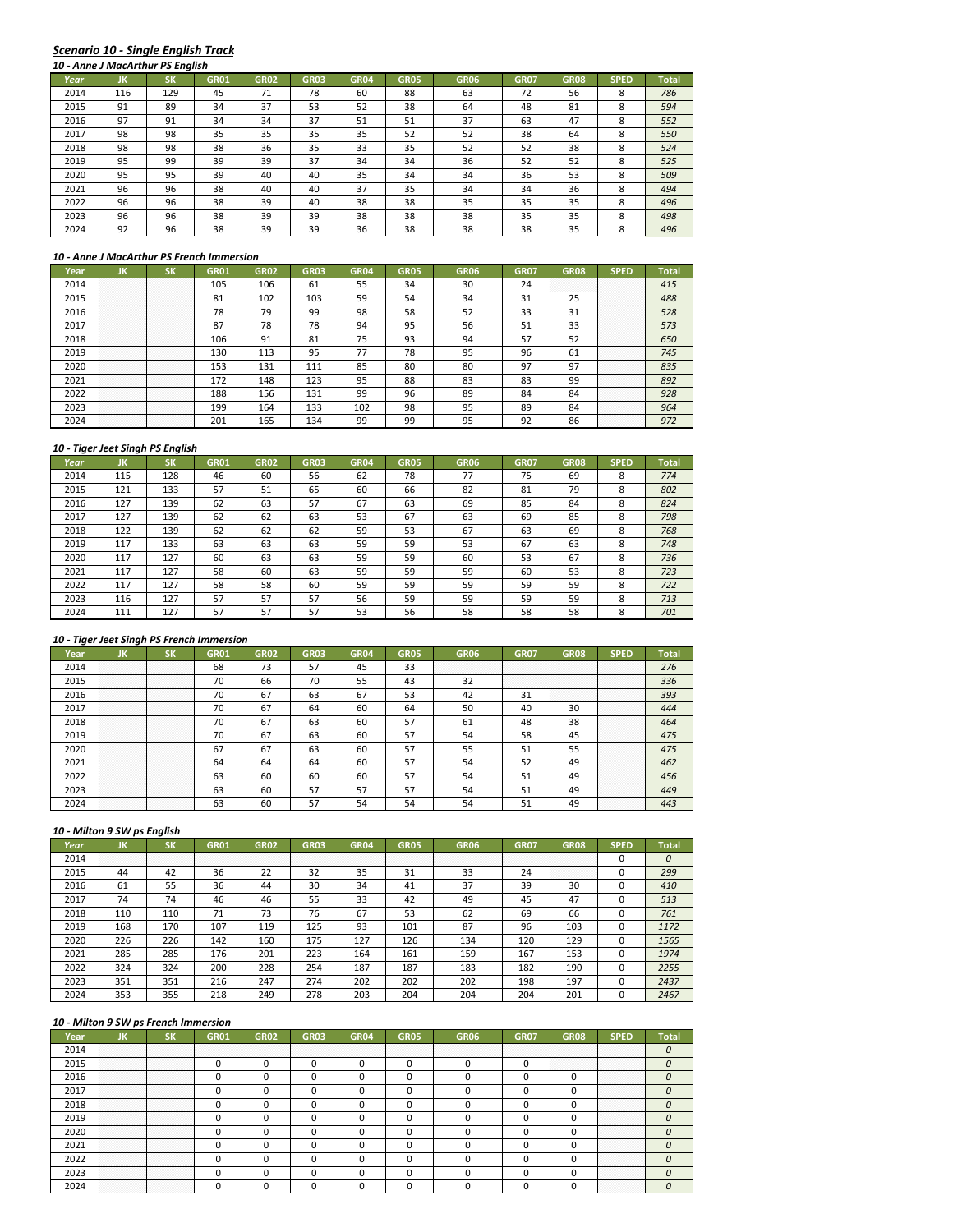## *Scenario 10 - Single English Track*

### *10 - Anne J MacArthur PS English*

| Year | JK | SK | GR01 | GR02 | GR03 | GR04 | GR05 | GR06 | GR07 | GR08 | SPED | Total |
|---|---|---|---|---|---|---|---|---|---|---|---|---|
| 2014 | 116 | 129 | 45 | 71 | 78 | 60 | 88 | 63 | 72 | 56 | 8 | *786* |
| 2015 | 91 | 89 | 34 | 37 | 53 | 52 | 38 | 64 | 48 | 81 | 8 | *594* |
| 2016 | 97 | 91 | 34 | 34 | 37 | 51 | 51 | 37 | 63 | 47 | 8 | *552* |
| 2017 | 98 | 98 | 35 | 35 | 35 | 35 | 52 | 52 | 38 | 64 | 8 | *550* |
| 2018 | 98 | 98 | 38 | 36 | 35 | 33 | 35 | 52 | 52 | 38 | 8 | *524* |
| 2019 | 95 | 99 | 39 | 39 | 37 | 34 | 34 | 36 | 52 | 52 | 8 | *525* |
| 2020 | 95 | 95 | 39 | 40 | 40 | 35 | 34 | 34 | 36 | 53 | 8 | *509* |
| 2021 | 96 | 96 | 38 | 40 | 40 | 37 | 35 | 34 | 34 | 36 | 8 | *494* |
| 2022 | 96 | 96 | 38 | 39 | 40 | 38 | 38 | 35 | 35 | 35 | 8 | *496* |
| 2023 | 96 | 96 | 38 | 39 | 39 | 38 | 38 | 38 | 35 | 35 | 8 | *498* |
| 2024 | 92 | 96 | 38 | 39 | 39 | 36 | 38 | 38 | 38 | 35 | 8 | *496* |

### *10 - Anne J MacArthur PS French Immersion*

| Year | JK | SK | GR01 | GR02 | GR03 | GR04 | GR05 | GR06 | GR07 | GR08 | SPED | Total |
|---|---|---|---|---|---|---|---|---|---|---|---|---|
| 2014 | | | 105 | 106 | 61 | 55 | 34 | 30 | 24 | | | *415* |
| 2015 | | | 81 | 102 | 103 | 59 | 54 | 34 | 31 | 25 | | *488* |
| 2016 | | | 78 | 79 | 99 | 98 | 58 | 52 | 33 | 31 | | *528* |
| 2017 | | | 87 | 78 | 78 | 94 | 95 | 56 | 51 | 33 | | *573* |
| 2018 | | | 106 | 91 | 81 | 75 | 93 | 94 | 57 | 52 | | *650* |
| 2019 | | | 130 | 113 | 95 | 77 | 78 | 95 | 96 | 61 | | *745* |
| 2020 | | | 153 | 131 | 111 | 85 | 80 | 80 | 97 | 97 | | *835* |
| 2021 | | | 172 | 148 | 123 | 95 | 88 | 83 | 83 | 99 | | *892* |
| 2022 | | | 188 | 156 | 131 | 99 | 96 | 89 | 84 | 84 | | *928* |
| 2023 | | | 199 | 164 | 133 | 102 | 98 | 95 | 89 | 84 | | *964* |
| 2024 | | | 201 | 165 | 134 | 99 | 99 | 95 | 92 | 86 | | *972* |

### *10 - Tiger Jeet Singh PS English*

| Year | JK | SK | GR01 | GR02 | GR03 | GR04 | GR05 | GR06 | GR07 | GR08 | SPED | Total |
|---|---|---|---|---|---|---|---|---|---|---|---|---|
| 2014 | 115 | 128 | 46 | 60 | 56 | 62 | 78 | 77 | 75 | 69 | 8 | *774* |
| 2015 | 121 | 133 | 57 | 51 | 65 | 60 | 66 | 82 | 81 | 79 | 8 | *802* |
| 2016 | 127 | 139 | 62 | 63 | 57 | 67 | 63 | 69 | 85 | 84 | 8 | *824* |
| 2017 | 127 | 139 | 62 | 62 | 63 | 53 | 67 | 63 | 69 | 85 | 8 | *798* |
| 2018 | 122 | 139 | 62 | 62 | 62 | 59 | 53 | 67 | 63 | 69 | 8 | *768* |
| 2019 | 117 | 133 | 63 | 63 | 63 | 59 | 59 | 53 | 67 | 63 | 8 | *748* |
| 2020 | 117 | 127 | 60 | 63 | 63 | 59 | 59 | 60 | 53 | 67 | 8 | *736* |
| 2021 | 117 | 127 | 58 | 60 | 63 | 59 | 59 | 59 | 60 | 53 | 8 | *723* |
| 2022 | 117 | 127 | 58 | 58 | 60 | 59 | 59 | 59 | 59 | 59 | 8 | *722* |
| 2023 | 116 | 127 | 57 | 57 | 57 | 56 | 59 | 59 | 59 | 59 | 8 | *713* |
| 2024 | 111 | 127 | 57 | 57 | 57 | 53 | 56 | 58 | 58 | 58 | 8 | *701* |

### *10 - Tiger Jeet Singh PS French Immersion*

| Year | JK | SK | GR01 | GR02 | GR03 | GR04 | GR05 | GR06 | GR07 | GR08 | SPED | Total |
|---|---|---|---|---|---|---|---|---|---|---|---|---|
| 2014 | | | 68 | 73 | 57 | 45 | 33 | | | | | *276* |
| 2015 | | | 70 | 66 | 70 | 55 | 43 | 32 | | | | *336* |
| 2016 | | | 70 | 67 | 63 | 67 | 53 | 42 | 31 | | | *393* |
| 2017 | | | 70 | 67 | 64 | 60 | 64 | 50 | 40 | 30 | | *444* |
| 2018 | | | 70 | 67 | 63 | 60 | 57 | 61 | 48 | 38 | | *464* |
| 2019 | | | 70 | 67 | 63 | 60 | 57 | 54 | 58 | 45 | | *475* |
| 2020 | | | 67 | 67 | 63 | 60 | 57 | 55 | 51 | 55 | | *475* |
| 2021 | | | 64 | 64 | 64 | 60 | 57 | 54 | 52 | 49 | | *462* |
| 2022 | | | 63 | 60 | 60 | 60 | 57 | 54 | 51 | 49 | | *456* |
| 2023 | | | 63 | 60 | 57 | 57 | 57 | 54 | 51 | 49 | | *449* |
| 2024 | | | 63 | 60 | 57 | 54 | 54 | 54 | 51 | 49 | | *443* |

### *10 - Milton 9 SW ps English*

| Year | JK | SK | GR01 | GR02 | GR03 | GR04 | GR05 | GR06 | GR07 | GR08 | SPED | Total |
|---|---|---|---|---|---|---|---|---|---|---|---|---|
| 2014 | | | | | | | | | | | 0 | *0* |
| 2015 | 44 | 42 | 36 | 22 | 32 | 35 | 31 | 33 | 24 | | 0 | *299* |
| 2016 | 61 | 55 | 36 | 44 | 30 | 34 | 41 | 37 | 39 | 30 | 0 | *410* |
| 2017 | 74 | 74 | 46 | 46 | 55 | 33 | 42 | 49 | 45 | 47 | 0 | *513* |
| 2018 | 110 | 110 | 71 | 73 | 76 | 67 | 53 | 62 | 69 | 66 | 0 | *761* |
| 2019 | 168 | 170 | 107 | 119 | 125 | 93 | 101 | 87 | 96 | 103 | 0 | *1172* |
| 2020 | 226 | 226 | 142 | 160 | 175 | 127 | 126 | 134 | 120 | 129 | 0 | *1565* |
| 2021 | 285 | 285 | 176 | 201 | 223 | 164 | 161 | 159 | 167 | 153 | 0 | *1974* |
| 2022 | 324 | 324 | 200 | 228 | 254 | 187 | 187 | 183 | 182 | 190 | 0 | *2255* |
| 2023 | 351 | 351 | 216 | 247 | 274 | 202 | 202 | 202 | 198 | 197 | 0 | *2437* |
| 2024 | 353 | 355 | 218 | 249 | 278 | 203 | 204 | 204 | 204 | 201 | 0 | *2467* |

### *10 - Milton 9 SW ps French Immersion*

| Year | JK | SK | GR01 | GR02 | GR03 | GR04 | GR05 | GR06 | GR07 | GR08 | SPED | Total |
|---|---|---|---|---|---|---|---|---|---|---|---|---|
| 2014 | | | | | | | | | | | | *0* |
| 2015 | | | 0 | 0 | 0 | 0 | 0 | 0 | 0 | | | *0* |
| 2016 | | | 0 | 0 | 0 | 0 | 0 | 0 | 0 | 0 | | *0* |
| 2017 | | | 0 | 0 | 0 | 0 | 0 | 0 | 0 | 0 | | *0* |
| 2018 | | | 0 | 0 | 0 | 0 | 0 | 0 | 0 | 0 | | *0* |
| 2019 | | | 0 | 0 | 0 | 0 | 0 | 0 | 0 | 0 | | *0* |
| 2020 | | | 0 | 0 | 0 | 0 | 0 | 0 | 0 | 0 | | *0* |
| 2021 | | | 0 | 0 | 0 | 0 | 0 | 0 | 0 | 0 | | *0* |
| 2022 | | | 0 | 0 | 0 | 0 | 0 | 0 | 0 | 0 | | *0* |
| 2023 | | | 0 | 0 | 0 | 0 | 0 | 0 | 0 | 0 | | *0* |
| 2024 | | | 0 | 0 | 0 | 0 | 0 | 0 | 0 | 0 | | *0* |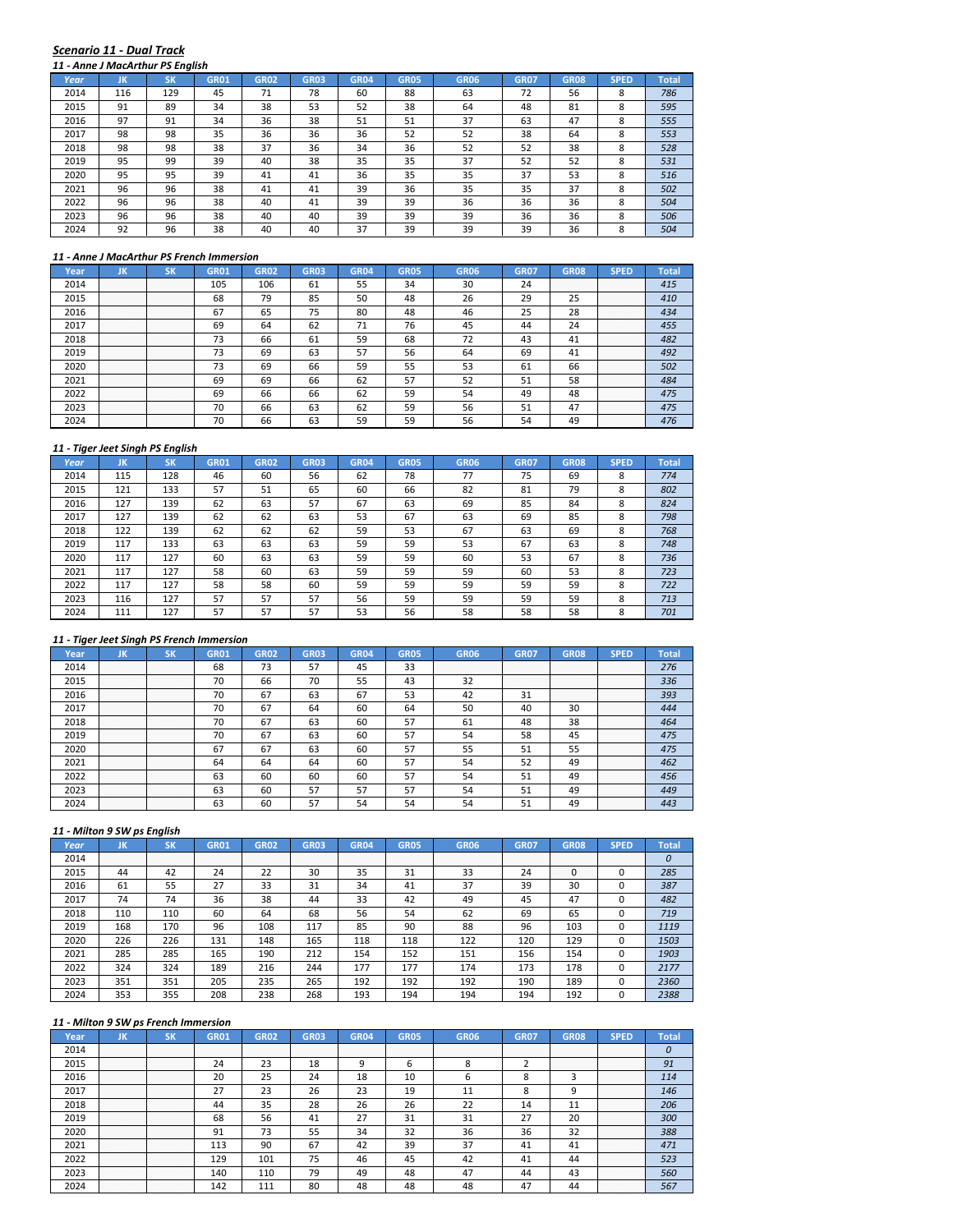***Scenario 11 - Dual Track***

***11 - Anne J MacArthur PS English***

| Year | JK | SK | GR01 | GR02 | GR03 | GR04 | GR05 | GR06 | GR07 | GR08 | SPED | Total |
|---|---|---|---|---|---|---|---|---|---|---|---|---|
| 2014 | 116 | 129 | 45 | 71 | 78 | 60 | 88 | 63 | 72 | 56 | 8 | *786* |
| 2015 | 91 | 89 | 34 | 38 | 53 | 52 | 38 | 64 | 48 | 81 | 8 | *595* |
| 2016 | 97 | 91 | 34 | 36 | 38 | 51 | 51 | 37 | 63 | 47 | 8 | *555* |
| 2017 | 98 | 98 | 35 | 36 | 36 | 36 | 52 | 52 | 38 | 64 | 8 | *553* |
| 2018 | 98 | 98 | 38 | 37 | 36 | 34 | 36 | 52 | 52 | 38 | 8 | *528* |
| 2019 | 95 | 99 | 39 | 40 | 38 | 35 | 35 | 37 | 52 | 52 | 8 | *531* |
| 2020 | 95 | 95 | 39 | 41 | 41 | 36 | 35 | 35 | 37 | 53 | 8 | *516* |
| 2021 | 96 | 96 | 38 | 41 | 41 | 39 | 36 | 35 | 35 | 37 | 8 | *502* |
| 2022 | 96 | 96 | 38 | 40 | 41 | 39 | 39 | 36 | 36 | 36 | 8 | *504* |
| 2023 | 96 | 96 | 38 | 40 | 40 | 39 | 39 | 39 | 36 | 36 | 8 | *506* |
| 2024 | 92 | 96 | 38 | 38 | 40 | 37 | 39 | 39 | 39 | 36 | 8 | *504* |

***11 - Anne J MacArthur PS French Immersion***

| Year | JK | SK | GR01 | GR02 | GR03 | GR04 | GR05 | GR06 | GR07 | GR08 | SPED | Total |
|---|---|---|---|---|---|---|---|---|---|---|---|---|
| 2014 | | | 105 | 106 | 61 | 55 | 34 | 30 | 24 | | | *415* |
| 2015 | | | 68 | 79 | 85 | 50 | 48 | 26 | 29 | 25 | | *410* |
| 2016 | | | 67 | 65 | 75 | 80 | 48 | 46 | 25 | 28 | | *434* |
| 2017 | | | 69 | 64 | 62 | 71 | 76 | 45 | 44 | 24 | | *455* |
| 2018 | | | 73 | 66 | 61 | 59 | 68 | 72 | 43 | 41 | | *482* |
| 2019 | | | 73 | 69 | 63 | 57 | 56 | 64 | 69 | 41 | | *492* |
| 2020 | | | 73 | 69 | 66 | 59 | 55 | 53 | 61 | 66 | | *502* |
| 2021 | | | 69 | 69 | 66 | 62 | 57 | 52 | 51 | 58 | | *484* |
| 2022 | | | 69 | 66 | 66 | 62 | 59 | 54 | 49 | 48 | | *475* |
| 2023 | | | 70 | 66 | 63 | 62 | 59 | 56 | 51 | 47 | | *475* |
| 2024 | | | 70 | 66 | 63 | 59 | 59 | 56 | 54 | 49 | | *476* |

***11 - Tiger Jeet Singh PS English***

| Year | JK | SK | GR01 | GR02 | GR03 | GR04 | GR05 | GR06 | GR07 | GR08 | SPED | Total |
|---|---|---|---|---|---|---|---|---|---|---|---|---|
| 2014 | 115 | 128 | 46 | 60 | 56 | 62 | 78 | 77 | 75 | 69 | 8 | *774* |
| 2015 | 121 | 133 | 57 | 51 | 65 | 60 | 66 | 82 | 81 | 79 | 8 | *802* |
| 2016 | 127 | 139 | 62 | 63 | 57 | 67 | 63 | 69 | 85 | 84 | 8 | *824* |
| 2017 | 127 | 139 | 62 | 62 | 63 | 53 | 67 | 63 | 69 | 85 | 8 | *798* |
| 2018 | 122 | 139 | 62 | 62 | 62 | 59 | 53 | 67 | 63 | 69 | 8 | *768* |
| 2019 | 117 | 133 | 63 | 63 | 63 | 59 | 59 | 53 | 67 | 63 | 8 | *748* |
| 2020 | 117 | 127 | 60 | 63 | 63 | 59 | 59 | 60 | 53 | 67 | 8 | *736* |
| 2021 | 117 | 127 | 58 | 60 | 63 | 59 | 59 | 59 | 60 | 53 | 8 | *723* |
| 2022 | 117 | 127 | 58 | 58 | 60 | 59 | 59 | 59 | 59 | 59 | 8 | *722* |
| 2023 | 116 | 127 | 57 | 57 | 57 | 56 | 59 | 59 | 59 | 59 | 8 | *713* |
| 2024 | 111 | 127 | 57 | 57 | 57 | 53 | 56 | 58 | 58 | 58 | 8 | *701* |

***11 - Tiger Jeet Singh PS French Immersion***

| Year | JK | SK | GR01 | GR02 | GR03 | GR04 | GR05 | GR06 | GR07 | GR08 | SPED | Total |
|---|---|---|---|---|---|---|---|---|---|---|---|---|
| 2014 | | | 68 | 73 | 57 | 45 | 33 | | | | | *276* |
| 2015 | | | 70 | 66 | 70 | 55 | 43 | 32 | | | | *336* |
| 2016 | | | 70 | 67 | 63 | 67 | 53 | 42 | 31 | | | *393* |
| 2017 | | | 70 | 67 | 64 | 60 | 64 | 50 | 40 | 30 | | *444* |
| 2018 | | | 70 | 67 | 63 | 60 | 57 | 61 | 48 | 38 | | *464* |
| 2019 | | | 70 | 67 | 63 | 60 | 57 | 54 | 58 | 45 | | *475* |
| 2020 | | | 67 | 67 | 63 | 60 | 57 | 55 | 51 | 55 | | *475* |
| 2021 | | | 64 | 64 | 64 | 60 | 57 | 54 | 52 | 49 | | *462* |
| 2022 | | | 63 | 60 | 60 | 60 | 57 | 54 | 51 | 49 | | *456* |
| 2023 | | | 63 | 60 | 57 | 57 | 57 | 54 | 51 | 49 | | *449* |
| 2024 | | | 63 | 60 | 57 | 54 | 54 | 54 | 51 | 49 | | *443* |

***11 - Milton 9 SW ps English***

| Year | JK | SK | GR01 | GR02 | GR03 | GR04 | GR05 | GR06 | GR07 | GR08 | SPED | Total |
|---|---|---|---|---|---|---|---|---|---|---|---|---|
| 2014 | | | | | | | | | | | | *0* |
| 2015 | 44 | 42 | 24 | 22 | 30 | 35 | 31 | 33 | 24 | 0 | 0 | *285* |
| 2016 | 61 | 55 | 27 | 33 | 31 | 34 | 41 | 37 | 39 | 30 | 0 | *387* |
| 2017 | 74 | 74 | 36 | 38 | 44 | 33 | 42 | 49 | 45 | 47 | 0 | *482* |
| 2018 | 110 | 110 | 60 | 64 | 68 | 56 | 54 | 62 | 69 | 65 | 0 | *719* |
| 2019 | 168 | 170 | 96 | 108 | 117 | 85 | 90 | 88 | 96 | 103 | 0 | *1119* |
| 2020 | 226 | 226 | 131 | 148 | 165 | 118 | 118 | 122 | 120 | 129 | 0 | *1503* |
| 2021 | 285 | 285 | 165 | 190 | 212 | 154 | 152 | 151 | 156 | 154 | 0 | *1903* |
| 2022 | 324 | 324 | 189 | 216 | 244 | 177 | 177 | 174 | 173 | 178 | 0 | *2177* |
| 2023 | 351 | 351 | 205 | 235 | 265 | 192 | 192 | 192 | 190 | 189 | 0 | *2360* |
| 2024 | 353 | 355 | 208 | 238 | 268 | 193 | 194 | 194 | 194 | 192 | 0 | *2388* |

***11 - Milton 9 SW ps French Immersion***

| Year | JK | SK | GR01 | GR02 | GR03 | GR04 | GR05 | GR06 | GR07 | GR08 | SPED | Total |
|---|---|---|---|---|---|---|---|---|---|---|---|---|
| 2014 | | | | | | | | | | | | *0* |
| 2015 | | | 24 | 23 | 18 | 9 | 6 | 8 | 2 | | | *91* |
| 2016 | | | 20 | 25 | 24 | 18 | 10 | 6 | 8 | 3 | | *114* |
| 2017 | | | 27 | 23 | 26 | 23 | 19 | 11 | 8 | 9 | | *146* |
| 2018 | | | 44 | 35 | 28 | 26 | 26 | 22 | 14 | 11 | | *206* |
| 2019 | | | 68 | 56 | 41 | 27 | 31 | 31 | 27 | 20 | | *300* |
| 2020 | | | 91 | 73 | 55 | 34 | 32 | 36 | 36 | 32 | | *388* |
| 2021 | | | 113 | 90 | 67 | 42 | 39 | 37 | 41 | 41 | | *471* |
| 2022 | | | 129 | 101 | 75 | 46 | 45 | 42 | 41 | 44 | | *523* |
| 2023 | | | 140 | 110 | 79 | 49 | 48 | 47 | 44 | 43 | | *560* |
| 2024 | | | 142 | 111 | 80 | 48 | 48 | 48 | 47 | 44 | | *567* |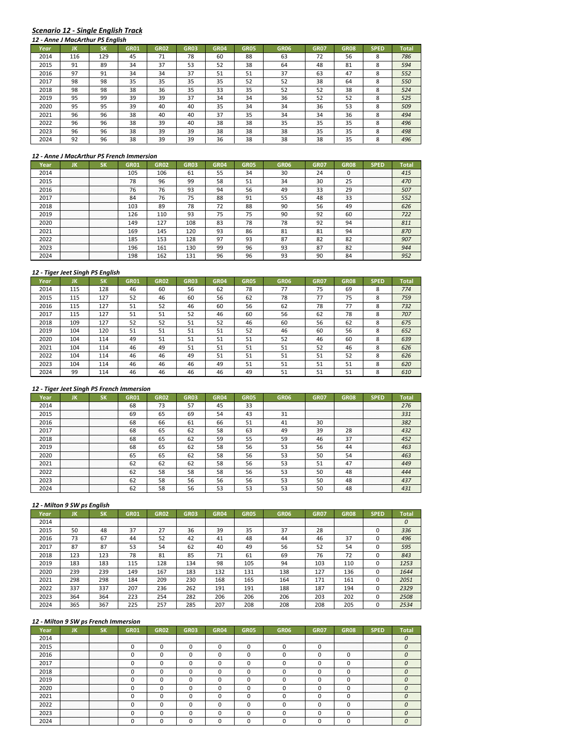### *Scenario 12 - Single English Track*

#### *12 - Anne J MacArthur PS English*

| Year | JK | SK | GR01 | GR02 | GR03 | GR04 | GR05 | GR06 | GR07 | GR08 | SPED | Total |
|---|---|---|---|---|---|---|---|---|---|---|---|---|
| 2014 | 116 | 129 | 45 | 71 | 78 | 60 | 88 | 63 | 72 | 56 | 8 | *786* |
| 2015 | 91 | 89 | 34 | 37 | 53 | 52 | 38 | 64 | 48 | 81 | 8 | *594* |
| 2016 | 97 | 91 | 34 | 34 | 37 | 51 | 51 | 37 | 63 | 47 | 8 | *552* |
| 2017 | 98 | 98 | 35 | 35 | 35 | 35 | 52 | 52 | 38 | 64 | 8 | *550* |
| 2018 | 98 | 98 | 38 | 36 | 35 | 33 | 35 | 52 | 52 | 38 | 8 | *524* |
| 2019 | 95 | 99 | 39 | 39 | 37 | 34 | 34 | 36 | 52 | 52 | 8 | *525* |
| 2020 | 95 | 95 | 39 | 40 | 40 | 35 | 34 | 34 | 36 | 53 | 8 | *509* |
| 2021 | 96 | 96 | 38 | 40 | 40 | 37 | 35 | 34 | 34 | 36 | 8 | *494* |
| 2022 | 96 | 96 | 38 | 39 | 40 | 38 | 38 | 35 | 35 | 35 | 8 | *496* |
| 2023 | 96 | 96 | 38 | 39 | 39 | 38 | 38 | 38 | 35 | 35 | 8 | *498* |
| 2024 | 92 | 96 | 38 | 39 | 39 | 36 | 38 | 38 | 38 | 35 | 8 | *496* |

#### *12 - Anne J MacArthur PS French Immersion*

| Year | JK | SK | GR01 | GR02 | GR03 | GR04 | GR05 | GR06 | GR07 | GR08 | SPED | Total |
|---|---|---|---|---|---|---|---|---|---|---|---|---|
| 2014 | | | 105 | 106 | 61 | 55 | 34 | 30 | 24 | 0 | | *415* |
| 2015 | | | 78 | 96 | 99 | 58 | 51 | 34 | 30 | 25 | | *470* |
| 2016 | | | 76 | 76 | 93 | 94 | 56 | 49 | 33 | 29 | | *507* |
| 2017 | | | 84 | 76 | 75 | 88 | 91 | 55 | 48 | 33 | | *552* |
| 2018 | | | 103 | 89 | 78 | 72 | 88 | 90 | 56 | 49 | | *626* |
| 2019 | | | 126 | 110 | 93 | 75 | 75 | 90 | 92 | 60 | | *722* |
| 2020 | | | 149 | 127 | 108 | 83 | 78 | 78 | 92 | 94 | | *811* |
| 2021 | | | 169 | 145 | 120 | 93 | 86 | 81 | 81 | 94 | | *870* |
| 2022 | | | 185 | 153 | 128 | 97 | 93 | 87 | 82 | 82 | | *907* |
| 2023 | | | 196 | 161 | 130 | 99 | 96 | 93 | 87 | 82 | | *944* |
| 2024 | | | 198 | 162 | 131 | 96 | 96 | 93 | 90 | 84 | | *952* |

#### *12 - Tiger Jeet Singh PS English*

| Year | JK | SK | GR01 | GR02 | GR03 | GR04 | GR05 | GR06 | GR07 | GR08 | SPED | Total |
|---|---|---|---|---|---|---|---|---|---|---|---|---|
| 2014 | 115 | 128 | 46 | 60 | 56 | 62 | 78 | 77 | 75 | 69 | 8 | *774* |
| 2015 | 115 | 127 | 52 | 46 | 60 | 56 | 62 | 78 | 77 | 75 | 8 | *759* |
| 2016 | 115 | 127 | 51 | 52 | 46 | 60 | 56 | 62 | 78 | 77 | 8 | *732* |
| 2017 | 115 | 127 | 51 | 51 | 52 | 46 | 60 | 56 | 62 | 78 | 8 | *707* |
| 2018 | 109 | 127 | 52 | 52 | 51 | 52 | 46 | 60 | 56 | 62 | 8 | *675* |
| 2019 | 104 | 120 | 51 | 51 | 51 | 51 | 52 | 46 | 60 | 56 | 8 | *652* |
| 2020 | 104 | 114 | 49 | 51 | 51 | 51 | 51 | 52 | 46 | 60 | 8 | *639* |
| 2021 | 104 | 114 | 46 | 49 | 51 | 51 | 51 | 51 | 52 | 46 | 8 | *626* |
| 2022 | 104 | 114 | 46 | 46 | 49 | 51 | 51 | 51 | 51 | 52 | 8 | *626* |
| 2023 | 104 | 114 | 46 | 46 | 46 | 49 | 51 | 51 | 51 | 51 | 8 | *620* |
| 2024 | 99 | 114 | 46 | 46 | 46 | 46 | 49 | 51 | 51 | 51 | 8 | *610* |

#### *12 - Tiger Jeet Singh PS French Immersion*

| Year | JK | SK | GR01 | GR02 | GR03 | GR04 | GR05 | GR06 | GR07 | GR08 | SPED | Total |
|---|---|---|---|---|---|---|---|---|---|---|---|---|
| 2014 | | | 68 | 73 | 57 | 45 | 33 | | | | | *276* |
| 2015 | | | 69 | 65 | 69 | 54 | 43 | 31 | | | | *331* |
| 2016 | | | 68 | 66 | 61 | 66 | 51 | 41 | 30 | | | *382* |
| 2017 | | | 68 | 65 | 62 | 58 | 63 | 49 | 39 | 28 | | *432* |
| 2018 | | | 68 | 65 | 62 | 59 | 55 | 59 | 46 | 37 | | *452* |
| 2019 | | | 68 | 65 | 62 | 58 | 56 | 53 | 56 | 44 | | *463* |
| 2020 | | | 65 | 65 | 62 | 58 | 56 | 53 | 50 | 54 | | *463* |
| 2021 | | | 62 | 62 | 62 | 58 | 56 | 53 | 51 | 47 | | *449* |
| 2022 | | | 62 | 58 | 58 | 58 | 56 | 53 | 50 | 48 | | *444* |
| 2023 | | | 62 | 58 | 56 | 56 | 56 | 53 | 50 | 48 | | *437* |
| 2024 | | | 62 | 58 | 56 | 53 | 53 | 53 | 50 | 48 | | *431* |

#### *12 - Milton 9 SW ps English*

| Year | JK | SK | GR01 | GR02 | GR03 | GR04 | GR05 | GR06 | GR07 | GR08 | SPED | Total |
|---|---|---|---|---|---|---|---|---|---|---|---|---|
| 2014 | | | | | | | | | | | | *0* |
| 2015 | 50 | 48 | 37 | 27 | 36 | 39 | 35 | 37 | 28 | | 0 | *336* |
| 2016 | 73 | 67 | 44 | 52 | 42 | 41 | 48 | 44 | 46 | 37 | 0 | *496* |
| 2017 | 87 | 87 | 53 | 54 | 62 | 40 | 49 | 56 | 52 | 54 | 0 | *595* |
| 2018 | 123 | 123 | 78 | 81 | 85 | 71 | 61 | 69 | 76 | 72 | 0 | *843* |
| 2019 | 183 | 183 | 115 | 128 | 134 | 98 | 105 | 94 | 103 | 110 | 0 | *1253* |
| 2020 | 239 | 239 | 149 | 167 | 183 | 132 | 131 | 138 | 127 | 136 | 0 | *1644* |
| 2021 | 298 | 298 | 184 | 209 | 230 | 168 | 165 | 164 | 171 | 161 | 0 | *2051* |
| 2022 | 337 | 337 | 207 | 236 | 262 | 191 | 191 | 188 | 187 | 194 | 0 | *2329* |
| 2023 | 364 | 364 | 223 | 254 | 282 | 206 | 206 | 206 | 203 | 202 | 0 | *2508* |
| 2024 | 365 | 367 | 225 | 257 | 285 | 207 | 208 | 208 | 208 | 205 | 0 | *2534* |

#### *12 - Milton 9 SW ps French Immersion*

| Year | JK | SK | GR01 | GR02 | GR03 | GR04 | GR05 | GR06 | GR07 | GR08 | SPED | Total |
|---|---|---|---|---|---|---|---|---|---|---|---|---|
| 2014 | | | | | | | | | | | | *0* |
| 2015 | | | 0 | 0 | 0 | 0 | 0 | 0 | 0 | | | *0* |
| 2016 | | | 0 | 0 | 0 | 0 | 0 | 0 | 0 | 0 | | *0* |
| 2017 | | | 0 | 0 | 0 | 0 | 0 | 0 | 0 | 0 | | *0* |
| 2018 | | | 0 | 0 | 0 | 0 | 0 | 0 | 0 | 0 | | *0* |
| 2019 | | | 0 | 0 | 0 | 0 | 0 | 0 | 0 | 0 | | *0* |
| 2020 | | | 0 | 0 | 0 | 0 | 0 | 0 | 0 | 0 | | *0* |
| 2021 | | | 0 | 0 | 0 | 0 | 0 | 0 | 0 | 0 | | *0* |
| 2022 | | | 0 | 0 | 0 | 0 | 0 | 0 | 0 | 0 | | *0* |
| 2023 | | | 0 | 0 | 0 | 0 | 0 | 0 | 0 | 0 | | *0* |
| 2024 | | | 0 | 0 | 0 | 0 | 0 | 0 | 0 | 0 | | *0* |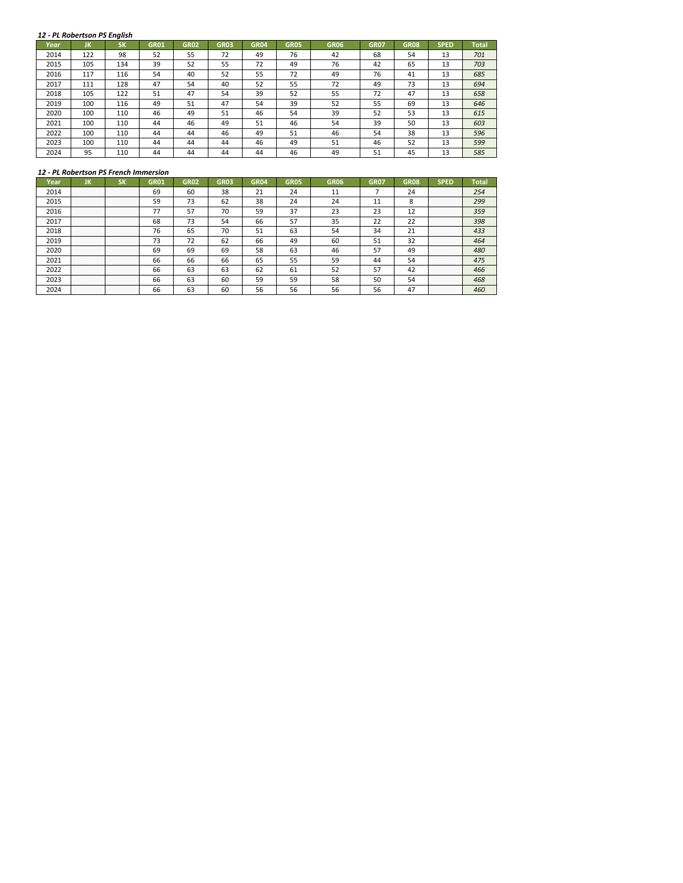### *12 - PL Robertson PS English*

| Year | JK | SK | GR01 | GR02 | GR03 | GR04 | GR05 | GR06 | GR07 | GR08 | SPED | Total |
|---|---|---|---|---|---|---|---|---|---|---|---|---|
| 2014 | 122 | 98 | 52 | 55 | 72 | 49 | 76 | 42 | 68 | 54 | 13 | *701* |
| 2015 | 105 | 134 | 39 | 52 | 55 | 72 | 49 | 76 | 42 | 65 | 13 | *703* |
| 2016 | 117 | 116 | 54 | 40 | 52 | 55 | 72 | 49 | 76 | 41 | 13 | *685* |
| 2017 | 111 | 128 | 47 | 54 | 40 | 52 | 55 | 72 | 49 | 73 | 13 | *694* |
| 2018 | 105 | 122 | 51 | 47 | 54 | 39 | 52 | 55 | 72 | 47 | 13 | *658* |
| 2019 | 100 | 116 | 49 | 51 | 47 | 54 | 39 | 52 | 55 | 69 | 13 | *646* |
| 2020 | 100 | 110 | 46 | 49 | 51 | 46 | 54 | 39 | 52 | 53 | 13 | *615* |
| 2021 | 100 | 110 | 44 | 46 | 49 | 51 | 46 | 54 | 39 | 50 | 13 | *603* |
| 2022 | 100 | 110 | 44 | 44 | 46 | 49 | 51 | 46 | 54 | 38 | 13 | *596* |
| 2023 | 100 | 110 | 44 | 44 | 44 | 46 | 49 | 51 | 46 | 52 | 13 | *599* |
| 2024 | 95 | 110 | 44 | 44 | 44 | 44 | 46 | 49 | 51 | 45 | 13 | *585* |

### *12 - PL Robertson PS French Immersion*

| Year | JK | SK | GR01 | GR02 | GR03 | GR04 | GR05 | GR06 | GR07 | GR08 | SPED | Total |
|---|---|---|---|---|---|---|---|---|---|---|---|---|
| 2014 | | | 69 | 60 | 38 | 21 | 24 | 11 | 7 | 24 | | *254* |
| 2015 | | | 59 | 73 | 62 | 38 | 24 | 24 | 11 | 8 | | *299* |
| 2016 | | | 77 | 57 | 70 | 59 | 37 | 23 | 23 | 12 | | *359* |
| 2017 | | | 68 | 73 | 54 | 66 | 57 | 35 | 22 | 22 | | *398* |
| 2018 | | | 76 | 65 | 70 | 51 | 63 | 54 | 34 | 21 | | *433* |
| 2019 | | | 73 | 72 | 62 | 66 | 49 | 60 | 51 | 32 | | *464* |
| 2020 | | | 69 | 69 | 69 | 58 | 63 | 46 | 57 | 49 | | *480* |
| 2021 | | | 66 | 66 | 66 | 65 | 55 | 59 | 44 | 54 | | *475* |
| 2022 | | | 66 | 63 | 63 | 62 | 61 | 52 | 57 | 42 | | *466* |
| 2023 | | | 66 | 63 | 60 | 59 | 59 | 58 | 50 | 54 | | *468* |
| 2024 | | | 66 | 63 | 60 | 56 | 56 | 56 | 56 | 47 | | *460* |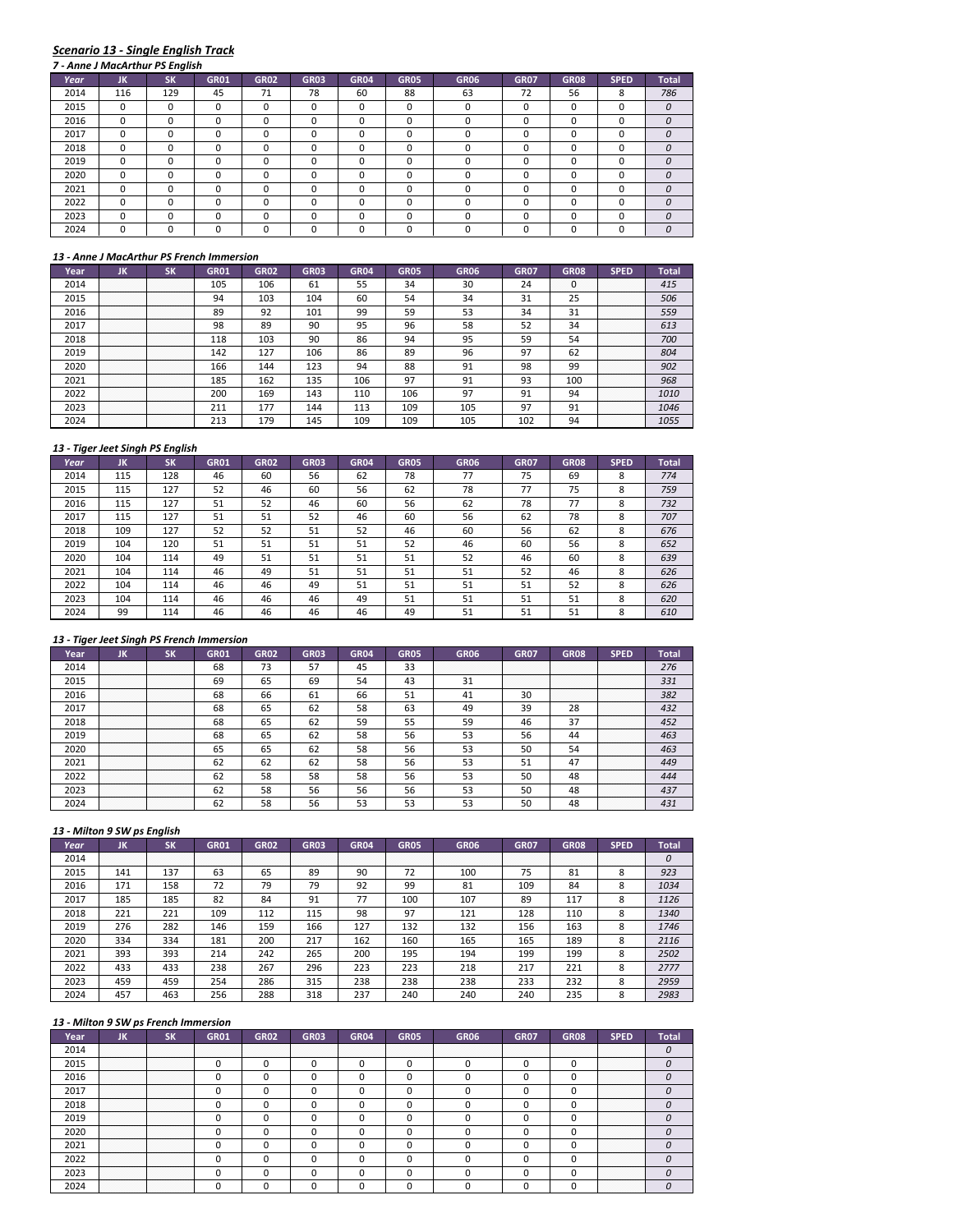## *Scenario 13 - Single English Track*

### *7 - Anne J MacArthur PS English*

| Year | JK | SK | GR01 | GR02 | GR03 | GR04 | GR05 | GR06 | GR07 | GR08 | SPED | Total |
|---|---|---|---|---|---|---|---|---|---|---|---|---|
| 2014 | 116 | 129 | 45 | 71 | 78 | 60 | 88 | 63 | 72 | 56 | 8 | *786* |
| 2015 | 0 | 0 | 0 | 0 | 0 | 0 | 0 | 0 | 0 | 0 | 0 | *0* |
| 2016 | 0 | 0 | 0 | 0 | 0 | 0 | 0 | 0 | 0 | 0 | 0 | *0* |
| 2017 | 0 | 0 | 0 | 0 | 0 | 0 | 0 | 0 | 0 | 0 | 0 | *0* |
| 2018 | 0 | 0 | 0 | 0 | 0 | 0 | 0 | 0 | 0 | 0 | 0 | *0* |
| 2019 | 0 | 0 | 0 | 0 | 0 | 0 | 0 | 0 | 0 | 0 | 0 | *0* |
| 2020 | 0 | 0 | 0 | 0 | 0 | 0 | 0 | 0 | 0 | 0 | 0 | *0* |
| 2021 | 0 | 0 | 0 | 0 | 0 | 0 | 0 | 0 | 0 | 0 | 0 | *0* |
| 2022 | 0 | 0 | 0 | 0 | 0 | 0 | 0 | 0 | 0 | 0 | 0 | *0* |
| 2023 | 0 | 0 | 0 | 0 | 0 | 0 | 0 | 0 | 0 | 0 | 0 | *0* |
| 2024 | 0 | 0 | 0 | 0 | 0 | 0 | 0 | 0 | 0 | 0 | 0 | *0* |

### *13 - Anne J MacArthur PS French Immersion*

| Year | JK | SK | GR01 | GR02 | GR03 | GR04 | GR05 | GR06 | GR07 | GR08 | SPED | Total |
|---|---|---|---|---|---|---|---|---|---|---|---|---|
| 2014 | | | 105 | 106 | 61 | 55 | 34 | 30 | 24 | 0 | | *415* |
| 2015 | | | 94 | 103 | 104 | 60 | 54 | 34 | 31 | 25 | | *506* |
| 2016 | | | 89 | 92 | 101 | 99 | 59 | 53 | 34 | 31 | | *559* |
| 2017 | | | 98 | 89 | 90 | 95 | 96 | 58 | 52 | 34 | | *613* |
| 2018 | | | 118 | 103 | 90 | 86 | 94 | 95 | 59 | 54 | | *700* |
| 2019 | | | 142 | 127 | 106 | 86 | 89 | 96 | 97 | 62 | | *804* |
| 2020 | | | 166 | 144 | 123 | 94 | 88 | 91 | 98 | 99 | | *902* |
| 2021 | | | 185 | 162 | 135 | 106 | 97 | 91 | 93 | 100 | | *968* |
| 2022 | | | 200 | 169 | 143 | 110 | 106 | 97 | 91 | 94 | | *1010* |
| 2023 | | | 211 | 177 | 144 | 113 | 109 | 105 | 97 | 91 | | *1046* |
| 2024 | | | 213 | 179 | 145 | 109 | 109 | 105 | 102 | 94 | | *1055* |

### *13 - Tiger Jeet Singh PS English*

| Year | JK | SK | GR01 | GR02 | GR03 | GR04 | GR05 | GR06 | GR07 | GR08 | SPED | Total |
|---|---|---|---|---|---|---|---|---|---|---|---|---|
| 2014 | 115 | 128 | 46 | 60 | 56 | 62 | 78 | 77 | 75 | 69 | 8 | *774* |
| 2015 | 115 | 127 | 52 | 46 | 60 | 56 | 62 | 78 | 77 | 75 | 8 | *759* |
| 2016 | 115 | 127 | 51 | 52 | 46 | 60 | 56 | 62 | 78 | 77 | 8 | *732* |
| 2017 | 115 | 127 | 51 | 51 | 52 | 46 | 60 | 56 | 62 | 78 | 8 | *707* |
| 2018 | 109 | 127 | 52 | 52 | 51 | 52 | 46 | 60 | 56 | 62 | 8 | *676* |
| 2019 | 104 | 120 | 51 | 51 | 51 | 51 | 52 | 46 | 60 | 56 | 8 | *652* |
| 2020 | 104 | 114 | 49 | 51 | 51 | 51 | 51 | 52 | 46 | 60 | 8 | *639* |
| 2021 | 104 | 114 | 46 | 49 | 51 | 51 | 51 | 51 | 52 | 46 | 8 | *626* |
| 2022 | 104 | 114 | 46 | 46 | 49 | 51 | 51 | 51 | 51 | 52 | 8 | *626* |
| 2023 | 104 | 114 | 46 | 46 | 46 | 49 | 51 | 51 | 51 | 51 | 8 | *620* |
| 2024 | 99 | 114 | 46 | 46 | 46 | 46 | 49 | 51 | 51 | 51 | 8 | *610* |

### *13 - Tiger Jeet Singh PS French Immersion*

| Year | JK | SK | GR01 | GR02 | GR03 | GR04 | GR05 | GR06 | GR07 | GR08 | SPED | Total |
|---|---|---|---|---|---|---|---|---|---|---|---|---|
| 2014 | | | 68 | 73 | 57 | 45 | 33 | | | | | *276* |
| 2015 | | | 69 | 65 | 69 | 54 | 43 | 31 | | | | *331* |
| 2016 | | | 68 | 66 | 61 | 66 | 51 | 41 | 30 | | | *382* |
| 2017 | | | 68 | 65 | 62 | 58 | 63 | 49 | 39 | 28 | | *432* |
| 2018 | | | 68 | 65 | 62 | 59 | 55 | 59 | 46 | 37 | | *452* |
| 2019 | | | 68 | 65 | 62 | 58 | 56 | 53 | 56 | 44 | | *463* |
| 2020 | | | 65 | 65 | 62 | 58 | 56 | 53 | 50 | 54 | | *463* |
| 2021 | | | 62 | 62 | 62 | 58 | 56 | 53 | 51 | 47 | | *449* |
| 2022 | | | 62 | 58 | 58 | 58 | 56 | 53 | 50 | 48 | | *444* |
| 2023 | | | 62 | 58 | 56 | 56 | 56 | 53 | 50 | 48 | | *437* |
| 2024 | | | 62 | 58 | 56 | 53 | 53 | 53 | 50 | 48 | | *431* |

### *13 - Milton 9 SW ps English*

| Year | JK | SK | GR01 | GR02 | GR03 | GR04 | GR05 | GR06 | GR07 | GR08 | SPED | Total |
|---|---|---|---|---|---|---|---|---|---|---|---|---|
| 2014 | | | | | | | | | | | | *0* |
| 2015 | 141 | 137 | 63 | 65 | 89 | 90 | 72 | 100 | 75 | 81 | 8 | *923* |
| 2016 | 171 | 158 | 72 | 79 | 79 | 92 | 99 | 81 | 109 | 84 | 8 | *1034* |
| 2017 | 185 | 185 | 82 | 84 | 91 | 77 | 100 | 107 | 89 | 117 | 8 | *1126* |
| 2018 | 221 | 221 | 109 | 112 | 115 | 98 | 97 | 121 | 128 | 110 | 8 | *1340* |
| 2019 | 276 | 282 | 146 | 159 | 166 | 127 | 132 | 132 | 156 | 163 | 8 | *1746* |
| 2020 | 334 | 334 | 181 | 200 | 217 | 162 | 160 | 165 | 165 | 189 | 8 | *2116* |
| 2021 | 393 | 393 | 214 | 242 | 265 | 200 | 195 | 194 | 199 | 199 | 8 | *2502* |
| 2022 | 433 | 433 | 238 | 267 | 296 | 223 | 223 | 218 | 217 | 221 | 8 | *2777* |
| 2023 | 459 | 459 | 254 | 286 | 315 | 238 | 238 | 238 | 233 | 232 | 8 | *2959* |
| 2024 | 457 | 463 | 256 | 288 | 318 | 237 | 240 | 240 | 240 | 235 | 8 | *2983* |

### *13 - Milton 9 SW ps French Immersion*

| Year | JK | SK | GR01 | GR02 | GR03 | GR04 | GR05 | GR06 | GR07 | GR08 | SPED | Total |
|---|---|---|---|---|---|---|---|---|---|---|---|---|
| 2014 | | | | | | | | | | | | *0* |
| 2015 | | | 0 | 0 | 0 | 0 | 0 | 0 | 0 | 0 | | *0* |
| 2016 | | | 0 | 0 | 0 | 0 | 0 | 0 | 0 | 0 | | *0* |
| 2017 | | | 0 | 0 | 0 | 0 | 0 | 0 | 0 | 0 | | *0* |
| 2018 | | | 0 | 0 | 0 | 0 | 0 | 0 | 0 | 0 | | *0* |
| 2019 | | | 0 | 0 | 0 | 0 | 0 | 0 | 0 | 0 | | *0* |
| 2020 | | | 0 | 0 | 0 | 0 | 0 | 0 | 0 | 0 | | *0* |
| 2021 | | | 0 | 0 | 0 | 0 | 0 | 0 | 0 | 0 | | *0* |
| 2022 | | | 0 | 0 | 0 | 0 | 0 | 0 | 0 | 0 | | *0* |
| 2023 | | | 0 | 0 | 0 | 0 | 0 | 0 | 0 | 0 | | *0* |
| 2024 | | | 0 | 0 | 0 | 0 | 0 | 0 | 0 | 0 | | *0* |